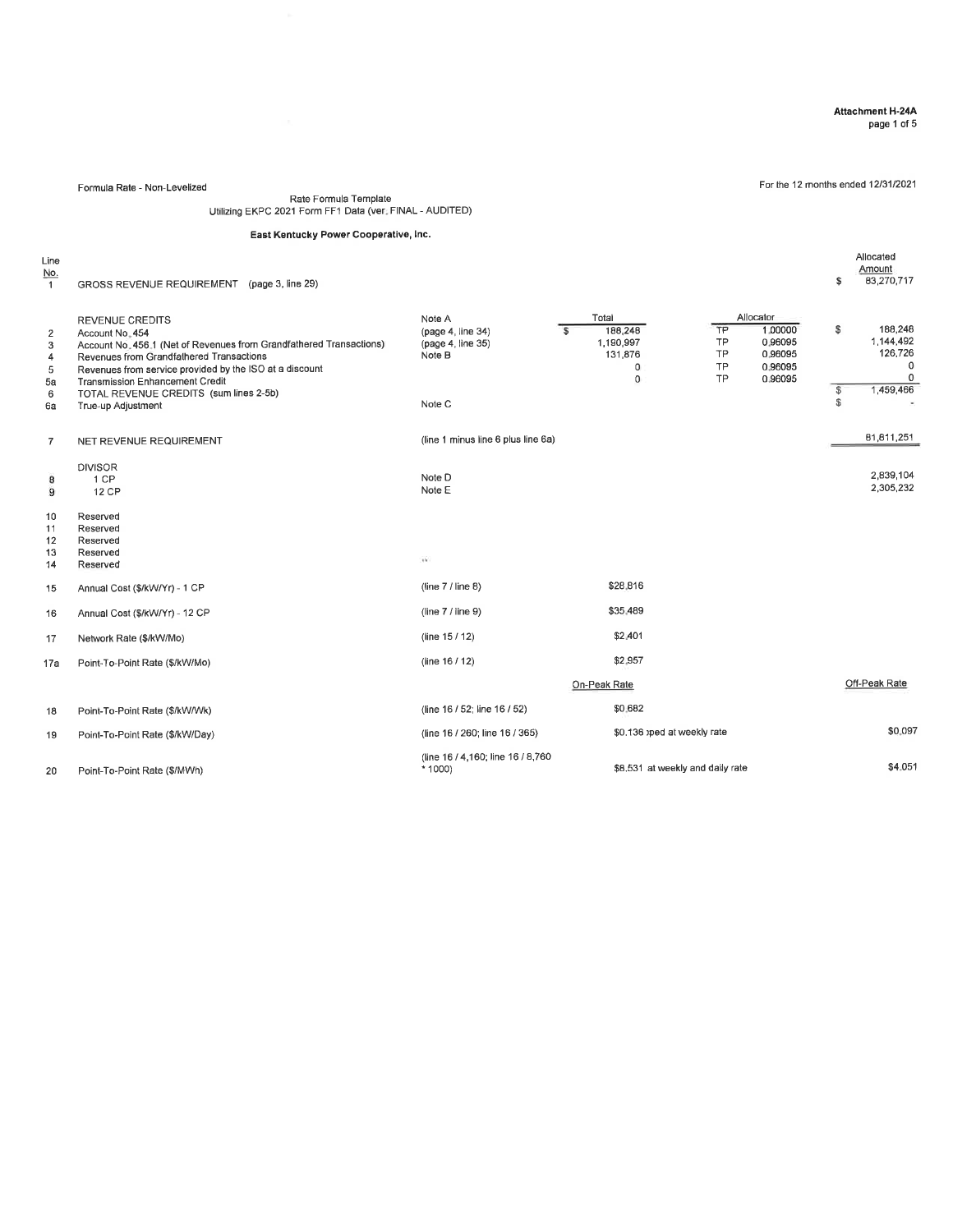**Attachment H-24A**

Formula Rate - Non-Levelized

For the 12 months ended 12/31/2021

Rate Formula Template
Utilizing EKPC 2021 Form FF1 Data (ver. FINAL - AUDITED)

**East Kentucky Power Cooperative, Inc.**

| Line No. | | | Total | Allocator | | Allocated Amount |
|---|---|---|---|---|---|---|
| 1 | GROSS REVENUE REQUIREMENT (page 3, line 29) | | | | | $ 83,270,717 |
| | REVENUE CREDITS | Note A | Total | Allocator | | |
| 2 | Account No. 454 | (page 4, line 34) | $ 188,248 | TP | 1.00000 | $ 188,248 |
| 3 | Account No. 456.1 (Net of Revenues from Grandfathered Transactions) | (page 4, line 35) | 1,190,997 | TP | 0.96095 | 1,144,492 |
| 4 | Revenues from Grandfathered Transactions | Note B | 131,876 | TP | 0.96095 | 126,726 |
| 5 | Revenues from service provided by the ISO at a discount | | 0 | TP | 0.96095 | 0 |
| 5a | Transmission Enhancement Credit | | 0 | TP | 0.96095 | 0 |
| 6 | TOTAL REVENUE CREDITS (sum lines 2-5b) | | | | | $ 1,459,466 |
| 6a | True-up Adjustment | Note C | | | | $ - |
| 7 | NET REVENUE REQUIREMENT | (line 1 minus line 6 plus line 6a) | | | | 81,811,251 |
| | DIVISOR | | | | | |
| 8 | 1 CP | Note D | | | | 2,839,104 |
| 9 | 12 CP | Note E | | | | 2,305,232 |
| 10 | Reserved | | | | | |
| 11 | Reserved | | | | | |
| 12 | Reserved | | | | | |
| 13 | Reserved | | | | | |
| 14 | Reserved | | | | | |
| 15 | Annual Cost ($/kW/Yr) - 1 CP | (line 7 / line 8) | $28.816 | | | |
| 16 | Annual Cost ($/kW/Yr) - 12 CP | (line 7 / line 9) | $35.489 | | | |
| 17 | Network Rate ($/kW/Mo) | (line 15 / 12) | $2.401 | | | |
| 17a | Point-To-Point Rate ($/kW/Mo) | (line 16 / 12) | $2.957 | | | |
| | | | On-Peak Rate | | | Off-Peak Rate |
| 18 | Point-To-Point Rate ($/kW/Wk) | (line 16 / 52; line 16 / 52) | $0.682 | | | |
| 19 | Point-To-Point Rate ($/kW/Day) | (line 16 / 260; line 16 / 365) | $0.136 capped at weekly rate | | | $0.097 |
| 20 | Point-To-Point Rate ($/MWh) | (line 16 / 4,160; line 16 / 8,760 * 1000) | $8.531 capped at weekly and daily rate | | | $4.051 |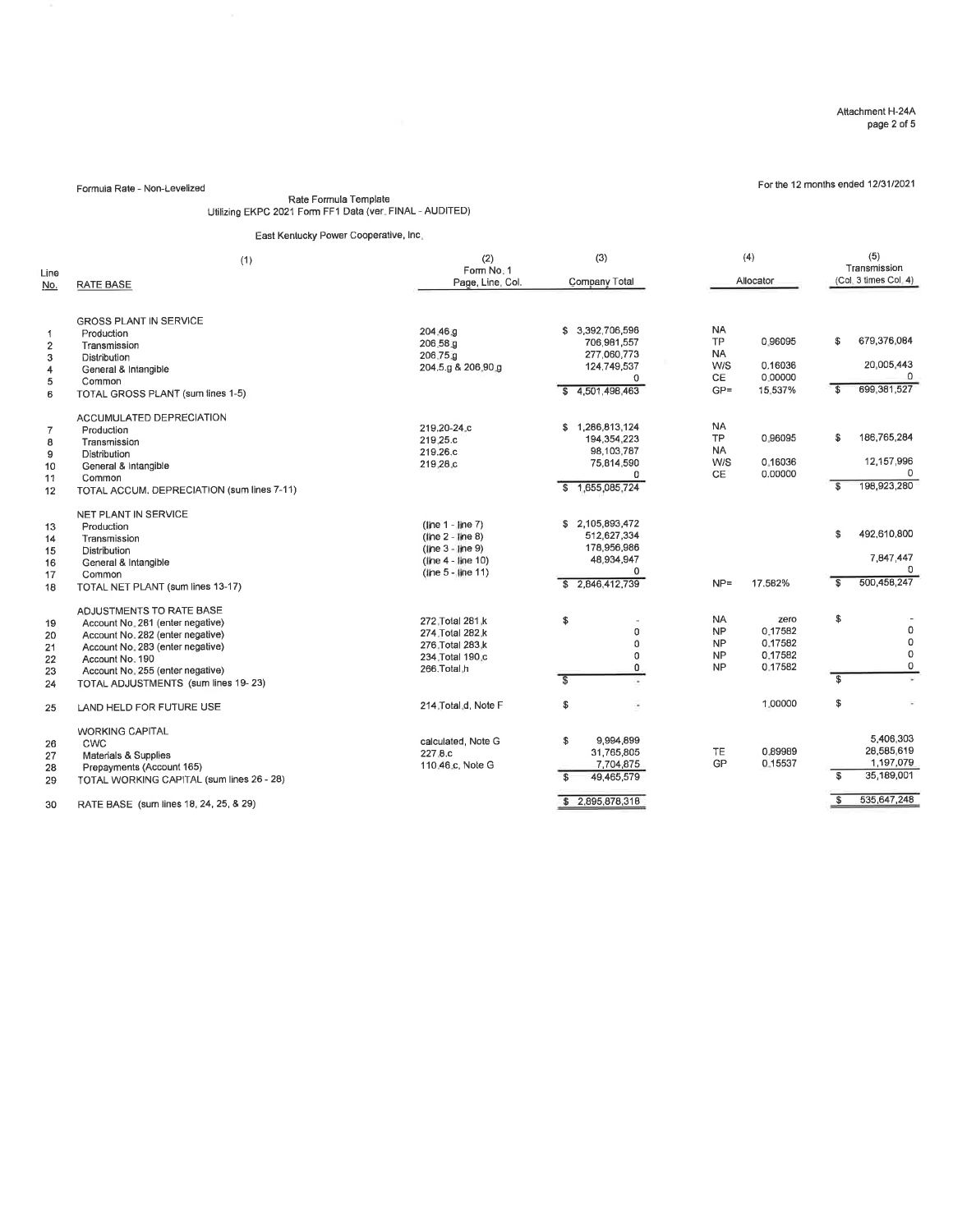Attachment H-24A

Formula Rate - Non-Levelized

For the 12 months ended 12/31/2021

Rate Formula Template
Utilizing EKPC 2021 Form FF1 Data (ver. FINAL - AUDITED)

East Kentucky Power Cooperative, Inc.

| Line No. | (1) RATE BASE | (2) Form No. 1 Page, Line, Col. | (3) Company Total | (4) Allocator | | (5) Transmission (Col. 3 times Col. 4) |
|---|---|---|---|---|---|---|
| | GROSS PLANT IN SERVICE | | | | | |
| 1 | Production | 204.46.g | $ 3,392,706,596 | NA | | |
| 2 | Transmission | 206.58.g | 706,981,557 | TP | 0.96095 | $ 679,376,084 |
| 3 | Distribution | 206.75.g | 277,060,773 | NA | | |
| 4 | General & Intangible | 204.5.g & 206.90.g | 124,749,537 | W/S | 0.16036 | 20,005,443 |
| 5 | Common | | 0 | CE | 0.00000 | 0 |
| 6 | TOTAL GROSS PLANT (sum lines 1-5) | | $ 4,501,498,463 | GP= | 15.537% | $ 699,381,527 |
| | ACCUMULATED DEPRECIATION | | | | | |
| 7 | Production | 219.20-24.c | $ 1,286,813,124 | NA | | |
| 8 | Transmission | 219.25.c | 194,354,223 | TP | 0.96095 | $ 186,765,284 |
| 9 | Distribution | 219.26.c | 98,103,787 | NA | | |
| 10 | General & Intangible | 219.28.c | 75,814,590 | W/S | 0.16036 | 12,157,996 |
| 11 | Common | | 0 | CE | 0.00000 | 0 |
| 12 | TOTAL ACCUM. DEPRECIATION (sum lines 7-11) | | $ 1,655,085,724 | | | $ 198,923,280 |
| | NET PLANT IN SERVICE | | | | | |
| 13 | Production | (line 1 - line 7) | $ 2,105,893,472 | | | |
| 14 | Transmission | (line 2 - line 8) | 512,627,334 | | | $ 492,610,800 |
| 15 | Distribution | (line 3 - line 9) | 178,956,986 | | | |
| 16 | General & Intangible | (line 4 - line 10) | 48,934,947 | | | 7,847,447 |
| 17 | Common | (line 5 - line 11) | 0 | | | 0 |
| 18 | TOTAL NET PLANT (sum lines 13-17) | | $ 2,846,412,739 | NP= | 17.582% | $ 500,458,247 |
| | ADJUSTMENTS TO RATE BASE | | | | | |
| 19 | Account No. 281 (enter negative) | 272.Total 281.k | $ - | NA | zero | $ - |
| 20 | Account No. 282 (enter negative) | 274.Total 282.k | 0 | NP | 0.17582 | 0 |
| 21 | Account No. 283 (enter negative) | 276.Total 283.k | 0 | NP | 0.17582 | 0 |
| 22 | Account No. 190 | 234.Total 190.c | 0 | NP | 0.17582 | 0 |
| 23 | Account No. 255 (enter negative) | 266.Total.h | 0 | NP | 0.17582 | 0 |
| 24 | TOTAL ADJUSTMENTS (sum lines 19- 23) | | $ - | | | $ - |
| 25 | LAND HELD FOR FUTURE USE | 214.Total.d, Note F | $ - | | 1.00000 | $ - |
| | WORKING CAPITAL | | | | | |
| 26 | CWC | calculated, Note G | $ 9,994,899 | | | 5,406,303 |
| 27 | Materials & Supplies | 227.8.c | 31,765,805 | TE | 0.89989 | 28,585,619 |
| 28 | Prepayments (Account 165) | 110.46.c, Note G | 7,704,875 | GP | 0.15537 | 1,197,079 |
| 29 | TOTAL WORKING CAPITAL (sum lines 26 - 28) | | $ 49,465,579 | | | $ 35,189,001 |
| 30 | RATE BASE (sum lines 18, 24, 25, & 29) | | $ 2,895,878,318 | | | $ 535,647,248 |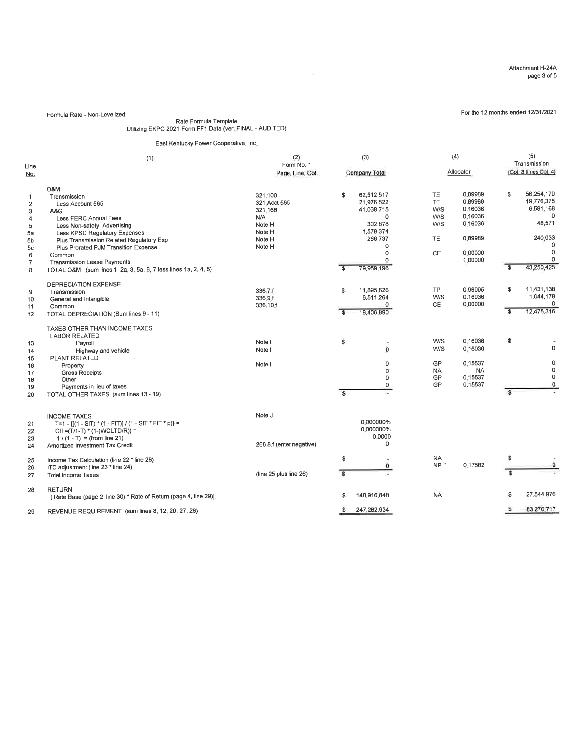Attachment H-24A
page 3 of 5

Formula Rate - Non-Levelized

Rate Formula Template
Utilizing EKPC 2021 Form FF1 Data (ver. FINAL - AUDITED)

For the 12 months ended 12/31/2021

East Kentucky Power Cooperative, Inc.

| Line No. | (1) | (2) Form No. 1 Page, Line, Col. | (3) Company Total | (4) Allocator | | (5) Transmission (Col. 3 times Col. 4) |
|---|---|---|---|---|---|---|
| | O&M | | | | | |
| 1 | Transmission | 321.100 | $ 62,512,517 | TE | 0.89989 | $ 56,254,170 |
| 2 | Less Account 565 | 321 Acct 565 | 21,976,522 | TE | 0.89989 | 19,776,375 |
| 3 | A&G | 321.168 | 41,038,715 | W/S | 0.16036 | 6,581,168 |
| 4 | Less FERC Annual Fees | N/A | 0 | W/S | 0.16036 | 0 |
| 5 | Less Non-safety Advertising | Note H | 302,878 | W/S | 0.16036 | 48,571 |
| 5a | Less KPSC Regulatory Expenses | Note H | 1,579,374 | | | |
| 5b | Plus Transmission Related Regulatory Exp | Note H | 266,737 | TE | 0.89989 | 240,033 |
| 5c | Plus Prorated PJM Transition Expense | Note H | 0 | | | 0 |
| 6 | Common | | 0 | CE | 0.00000 | 0 |
| 7 | Transmission Lease Payments | | 0 | | 1.00000 | 0 |
| 8 | TOTAL O&M (sum lines 1, 2a, 3, 5a, 6, 7 less lines 1a, 2, 4, 5) | | $ 79,959,196 | | | $ 43,250,425 |
| | DEPRECIATION EXPENSE | | | | | |
| 9 | Transmission | 336.7.f | $ 11,895,626 | TP | 0.96095 | $ 11,431,138 |
| 10 | General and Intangible | 336.9.f | 6,511,264 | W/S | 0.16036 | 1,044,178 |
| 11 | Common | 336.10.f | 0 | CE | 0.00000 | 0 |
| 12 | TOTAL DEPRECIATION (Sum lines 9 - 11) | | $ 18,406,890 | | | $ 12,475,316 |
| | TAXES OTHER THAN INCOME TAXES | | | | | |
| | LABOR RELATED | | | | | |
| 13 | Payroll | Note I | $ - | W/S | 0.16036 | $ - |
| 14 | Highway and vehicle | Note I | 0 | W/S | 0.16036 | 0 |
| 15 | PLANT RELATED | | | | | |
| 16 | Property | Note I | 0 | GP | 0.15537 | 0 |
| 17 | Gross Receipts | | 0 | NA | NA | 0 |
| 18 | Other | | 0 | GP | 0.15537 | 0 |
| 19 | Payments in lieu of taxes | | 0 | GP | 0.15537 | 0 |
| 20 | TOTAL OTHER TAXES (sum lines 13 - 19) | | $ - | | | $ - |
| | INCOME TAXES | Note J | | | | |
| 21 | T=1 - {[(1 - SIT) * (1 - FIT)] / (1 - SIT * FIT * p)} = | | 0.000000% | | | |
| 22 | CIT=(T/1-T) * (1-(WCLTD/R)) = | | 0.000000% | | | |
| 23 | 1 / (1 - T) = (from line 21) | | 0.0000 | | | |
| 24 | Amortized Investment Tax Credit | 266.8.f (enter negative) | 0 | | | |
| 25 | Income Tax Calculation (line 22 * line 28) | | $ - | NA | | $ - |
| 26 | ITC adjustment (line 23 * line 24) | | 0 | NP | 0.17582 | 0 |
| 27 | Total Income Taxes | (line 25 plus line 26) | $ - | | | $ - |
| 28 | RETURN [ Rate Base (page 2, line 30) * Rate of Return (page 4, line 29)] | | $ 148,916,848 | NA | | $ 27,544,976 |
| 29 | REVENUE REQUIREMENT (sum lines 8, 12, 20, 27, 28) | | $ 247,282,934 | | | $ 83,270,717 |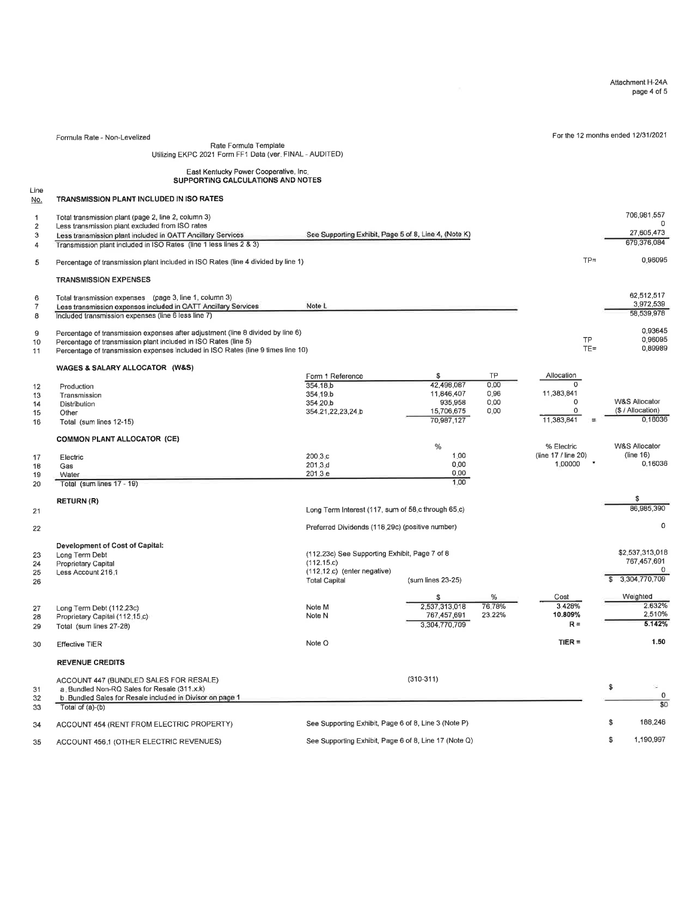Formula Rate - Non-Levelized

For the 12 months ended 12/31/2021

Rate Formula Template
Utilizing EKPC 2021 Form FF1 Data (ver. FINAL - AUDITED)

East Kentucky Power Cooperative, Inc.
**SUPPORTING CALCULATIONS AND NOTES**

| Line No. | | | | | | |
|---|---|---|---|---|---|---|
| | **TRANSMISSION PLANT INCLUDED IN ISO RATES** | | | | | |
| 1 | Total transmission plant (page 2, line 2, column 3) | | | | | 706,981,557 |
| 2 | Less transmission plant excluded from ISO rates | | | | | 0 |
| 3 | Less transmission plant included in OATT Ancillary Services | See Supporting Exhibit, Page 5 of 8, Line 4, (Note K) | | | | 27,605,473 |
| 4 | Transmission plant included in ISO Rates (line 1 less lines 2 & 3) | | | | | 679,376,084 |
| 5 | Percentage of transmission plant included in ISO Rates (line 4 divided by line 1) | | | | TP= | 0.96095 |
| | **TRANSMISSION EXPENSES** | | | | | |
| 6 | Total transmission expenses (page 3, line 1, column 3) | | | | | 62,512,517 |
| 7 | Less transmission expenses included in OATT Ancillary Services | Note L | | | | 3,972,539 |
| 8 | Included transmission expenses (line 6 less line 7) | | | | | 58,539,978 |
| 9 | Percentage of transmission expenses after adjustment (line 8 divided by line 6) | | | | | 0.93645 |
| 10 | Percentage of transmission plant included in ISO Rates (line 5) | | | | TP | 0.96095 |
| 11 | Percentage of transmission expenses included in ISO Rates (line 9 times line 10) | | | | TE= | 0.89989 |
| | **WAGES & SALARY ALLOCATOR (W&S)** | | | | | |
| | | Form 1 Reference | $ | TP | Allocation | |
| 12 | Production | 354.18.b | 42,498,087 | 0.00 | 0 | |
| 13 | Transmission | 354.19.b | 11,846,407 | 0.96 | 11,383,841 | |
| 14 | Distribution | 354.20.b | 935,958 | 0.00 | 0 | W&S Allocator |
| 15 | Other | 354.21,22,23,24.b | 15,706,675 | 0.00 | 0 | ($ / Allocation) |
| 16 | Total (sum lines 12-15) | | 70,987,127 | | 11,383,841 = | 0.16036 |
| | **COMMON PLANT ALLOCATOR (CE)** | | | | | |
| | | | % | | % Electric | W&S Allocator |
| 17 | Electric | 200.3.c | 1.00 | | (line 17 / line 20) | (line 16) |
| 18 | Gas | 201.3.d | 0.00 | | 1.00000 * | 0.16036 |
| 19 | Water | 201.3.e | 0.00 | | | |
| 20 | Total (sum lines 17 - 19) | | 1.00 | | | |
| | **RETURN (R)** | | | | | $ |
| 21 | | Long Term Interest (117, sum of 58.c through 65.c) | | | | 86,985,390 |
| 22 | | Preferred Dividends (118.29c) (positive number) | | | | 0 |
| | **Development of Cost of Capital:** | | | | | |
| 23 | Long Term Debt | (112.23c) See Supporting Exhibit, Page 7 of 8 | | | | $2,537,313,018 |
| 24 | Proprietary Capital | (112.15.c) | | | | 767,457,691 |
| 25 | Less Account 216.1 | (112.12.c) (enter negative) | | | | 0 |
| 26 | | Total Capital | (sum lines 23-25) | | | $ 3,304,770,709 |
| | | | $ | % | Cost | Weighted |
| 27 | Long Term Debt (112.23c) | Note M | 2,537,313,018 | 76.78% | 3.428% | 2.632% |
| 28 | Proprietary Capital (112.15.c) | Note N | 767,457,691 | 23.22% | 10.809% | 2.510% |
| 29 | Total (sum lines 27-28) | | 3,304,770,709 | | R = | **5.142%** |
| 30 | Effective TIER | Note O | | | TIER = | **1.50** |
| | **REVENUE CREDITS** | | | | | |
| | ACCOUNT 447 (BUNDLED SALES FOR RESALE) | | (310-311) | | | |
| 31 | a. Bundled Non-RQ Sales for Resale (311.x.k) | | | | | $ - |
| 32 | b. Bundled Sales for Resale included in Divisor on page 1 | | | | | 0 |
| 33 | Total of (a)-(b) | | | | | $0 |
| 34 | ACCOUNT 454 (RENT FROM ELECTRIC PROPERTY) | See Supporting Exhibit, Page 6 of 8, Line 3 (Note P) | | | | $ 188,246 |
| 35 | ACCOUNT 456.1 (OTHER ELECTRIC REVENUES) | See Supporting Exhibit, Page 6 of 8, Line 17 (Note Q) | | | | $ 1,190,997 |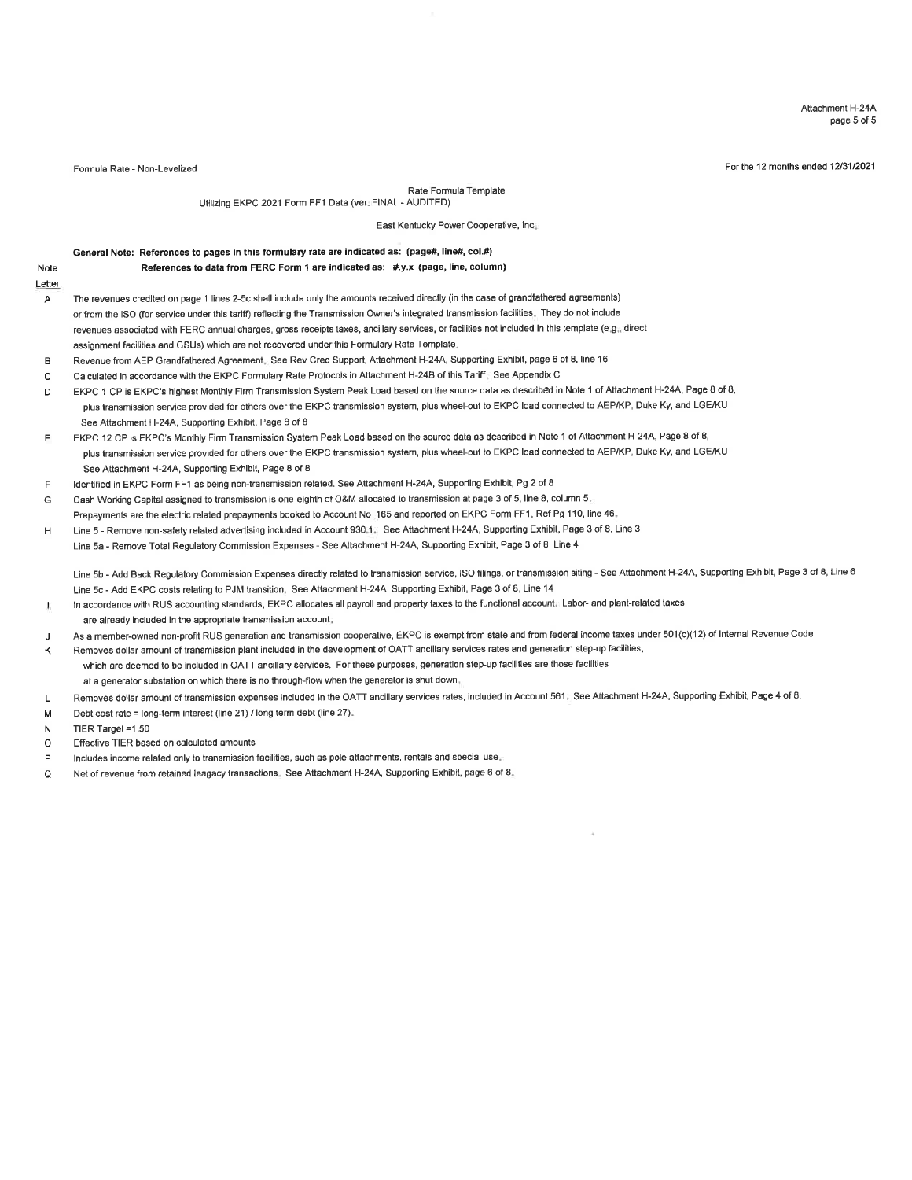Formula Rate - Non-Levelized

For the 12 months ended 12/31/2021

Rate Formula Template
Utilizing EKPC 2021 Form FF1 Data (ver. FINAL - AUDITED)

East Kentucky Power Cooperative, Inc.

**General Note: References to pages in this formulary rate are indicated as: (page#, line#, col.#)**
**References to data from FERC Form 1 are indicated as: #.y.x (page, line, column)**

| Note Letter | |
|---|---|
| A | The revenues credited on page 1 lines 2-5c shall include only the amounts received directly (in the case of grandfathered agreements) or from the ISO (for service under this tariff) reflecting the Transmission Owner's integrated transmission facilities. They do not include revenues associated with FERC annual charges, gross receipts taxes, ancillary services, or facilities not included in this template (e.g., direct assignment facilities and GSUs) which are not recovered under this Formulary Rate Template. |
| B | Revenue from AEP Grandfathered Agreement. See Rev Cred Support, Attachment H-24A, Supporting Exhibit, page 6 of 8, line 16 |
| C | Calculated in accordance with the EKPC Formulary Rate Protocols in Attachment H-24B of this Tariff. See Appendix C |
| D | EKPC 1 CP is EKPC's highest Monthly Firm Transmission System Peak Load based on the source data as described in Note 1 of Attachment H-24A, Page 8 of 8, plus transmission service provided for others over the EKPC transmission system, plus wheel-out to EKPC load connected to AEP/KP, Duke Ky, and LGE/KU See Attachment H-24A, Supporting Exhibit, Page 8 of 8 |
| E | EKPC 12 CP is EKPC's Monthly Firm Transmission System Peak Load based on the source data as described in Note 1 of Attachment H-24A, Page 8 of 8, plus transmission service provided for others over the EKPC transmission system, plus wheel-out to EKPC load connected to AEP/KP, Duke Ky, and LGE/KU See Attachment H-24A, Supporting Exhibit, Page 8 of 8 |
| F | Identified in EKPC Form FF1 as being non-transmission related. See Attachment H-24A, Supporting Exhibit, Pg 2 of 8 |
| G | Cash Working Capital assigned to transmission is one-eighth of O&M allocated to transmission at page 3 of 5, line 8, column 5. Prepayments are the electric related prepayments booked to Account No. 165 and reported on EKPC Form FF1, Ref Pg 110, line 46. |
| H | Line 5 - Remove non-safety related advertising included in Account 930.1. See Attachment H-24A, Supporting Exhibit, Page 3 of 8, Line 3<br>Line 5a - Remove Total Regulatory Commission Expenses - See Attachment H-24A, Supporting Exhibit, Page 3 of 8, Line 4<br><br>Line 5b - Add Back Regulatory Commission Expenses directly related to transmission service, ISO filings, or transmission siting - See Attachment H-24A, Supporting Exhibit, Page 3 of 8, Line 6<br>Line 5c - Add EKPC costs relating to PJM transition. See Attachment H-24A, Supporting Exhibit, Page 3 of 8, Line 14 |
| I | In accordance with RUS accounting standards, EKPC allocates all payroll and property taxes to the functional account. Labor- and plant-related taxes are already included in the appropriate transmission account. |
| J | As a member-owned non-profit RUS generation and transmission cooperative, EKPC is exempt from state and from federal income taxes under 501(c)(12) of Internal Revenue Code |
| K | Removes dollar amount of transmission plant included in the development of OATT ancillary services rates and generation step-up facilities, which are deemed to be included in OATT ancillary services. For these purposes, generation step-up facilities are those facilities at a generator substation on which there is no through-flow when the generator is shut down. |
| L | Removes dollar amount of transmission expenses included in the OATT ancillary services rates, included in Account 561. See Attachment H-24A, Supporting Exhibit, Page 4 of 8. |
| M | Debt cost rate = long-term interest (line 21) / long term debt (line 27). |
| N | TIER Target =1.50 |
| O | Effective TIER based on calculated amounts |
| P | Includes income related only to transmission facilities, such as pole attachments, rentals and special use. |
| Q | Net of revenue from retained leagacy transactions. See Attachment H-24A, Supporting Exhibit, page 6 of 8. |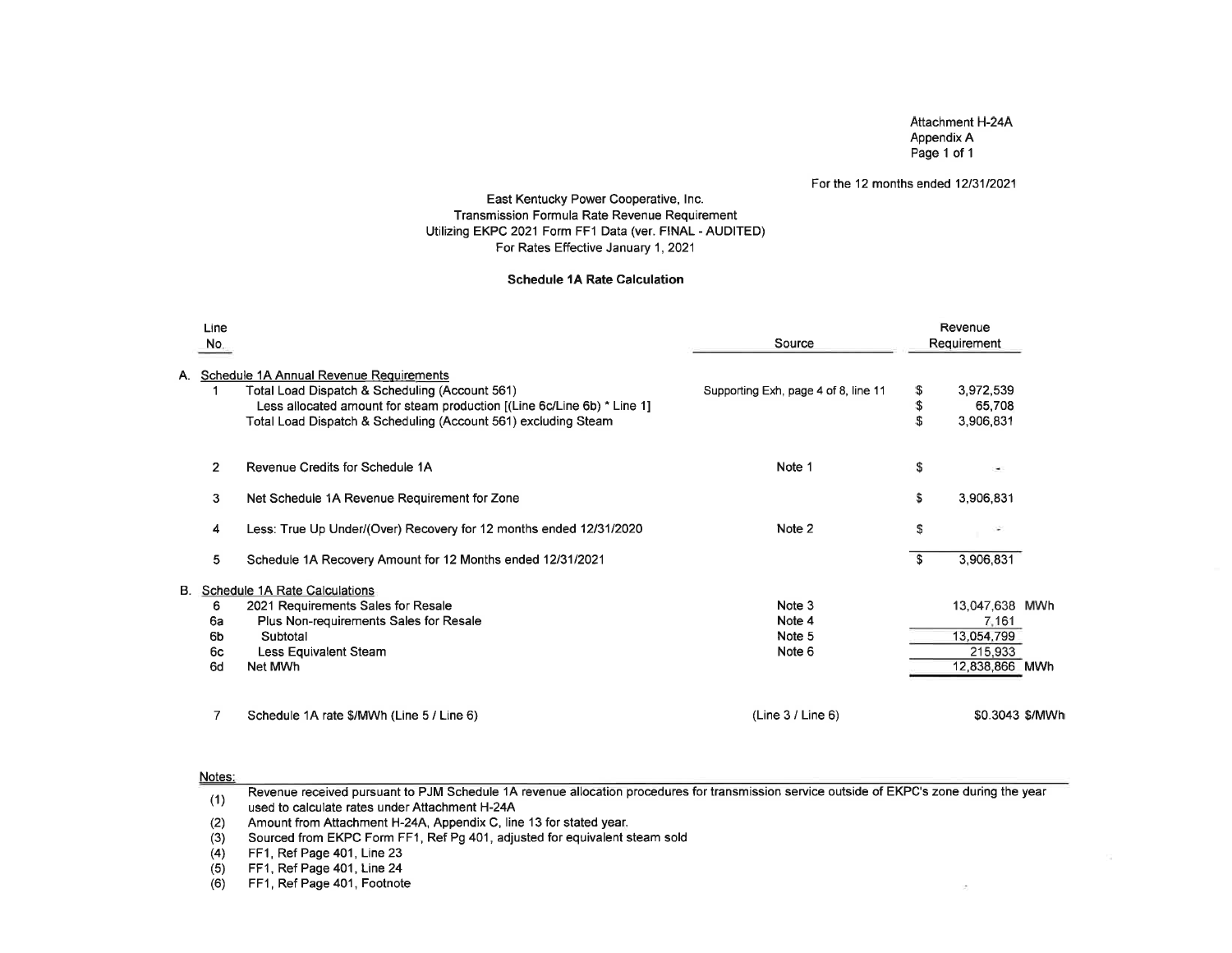Attachment H-24A
Appendix A
Page 1 of 1

For the 12 months ended 12/31/2021

East Kentucky Power Cooperative, Inc.
Transmission Formula Rate Revenue Requirement
Utilizing EKPC 2021 Form FF1 Data (ver. FINAL - AUDITED)
For Rates Effective January 1, 2021

**Schedule 1A Rate Calculation**

| Line No. | | Source | Revenue Requirement |
|---|---|---|---|
| A. | Schedule 1A Annual Revenue Requirements | | |
| 1 | Total Load Dispatch & Scheduling (Account 561) | Supporting Exh, page 4 of 8, line 11 | $ 3,972,539 |
| | Less allocated amount for steam production [(Line 6c/Line 6b) * Line 1] | | $ 65,708 |
| | Total Load Dispatch & Scheduling (Account 561) excluding Steam | | $ 3,906,831 |
| 2 | Revenue Credits for Schedule 1A | Note 1 | $ - |
| 3 | Net Schedule 1A Revenue Requirement for Zone | | $ 3,906,831 |
| 4 | Less: True Up Under/(Over) Recovery for 12 months ended 12/31/2020 | Note 2 | $ - |
| 5 | Schedule 1A Recovery Amount for 12 Months ended 12/31/2021 | | $ 3,906,831 |
| B. | Schedule 1A Rate Calculations | | |
| 6 | 2021 Requirements Sales for Resale | Note 3 | 13,047,638 MWh |
| 6a | Plus Non-requirements Sales for Resale | Note 4 | 7,161 |
| 6b | Subtotal | Note 5 | 13,054,799 |
| 6c | Less Equivalent Steam | Note 6 | 215,933 |
| 6d | Net MWh | | 12,838,866 MWh |
| 7 | Schedule 1A rate $/MWh (Line 5 / Line 6) | (Line 3 / Line 6) | $0.3043 $/MWh |

Notes:

(1) Revenue received pursuant to PJM Schedule 1A revenue allocation procedures for transmission service outside of EKPC's zone during the year used to calculate rates under Attachment H-24A
(2) Amount from Attachment H-24A, Appendix C, line 13 for stated year.
(3) Sourced from EKPC Form FF1, Ref Pg 401, adjusted for equivalent steam sold
(4) FF1, Ref Page 401, Line 23
(5) FF1, Ref Page 401, Line 24
(6) FF1, Ref Page 401, Footnote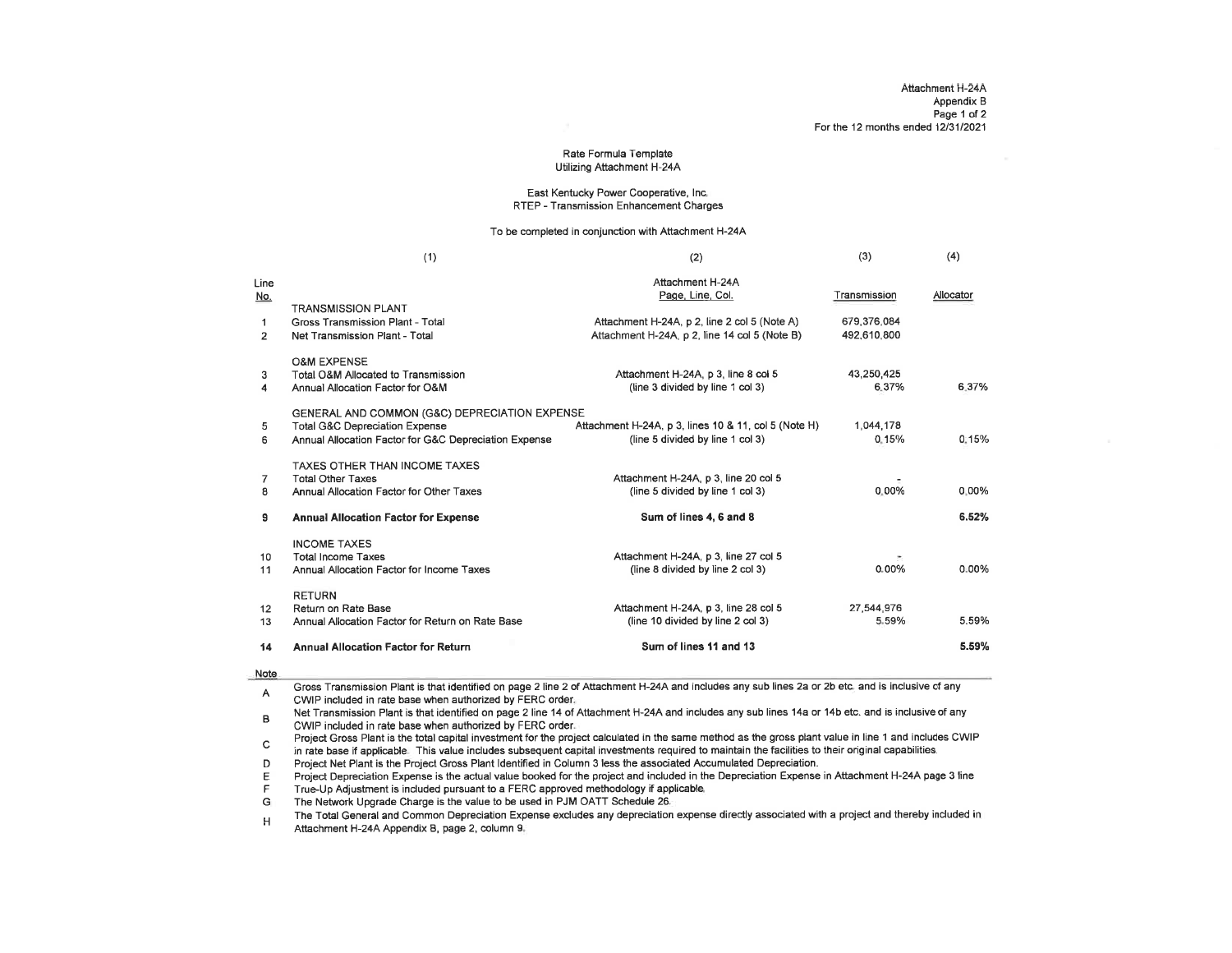Attachment H-24A
Appendix B
Page 1 of 2
For the 12 months ended 12/31/2021

Rate Formula Template
Utilizing Attachment H-24A

East Kentucky Power Cooperative, Inc.
RTEP - Transmission Enhancement Charges

To be completed in conjunction with Attachment H-24A

| Line No. | (1) | (2) Attachment H-24A Page, Line, Col. | (3) Transmission | (4) Allocator |
|---|---|---|---|---|
| | TRANSMISSION PLANT | | | |
| 1 | Gross Transmission Plant - Total | Attachment H-24A, p 2, line 2 col 5 (Note A) | 679,376,084 | |
| 2 | Net Transmission Plant - Total | Attachment H-24A, p 2, line 14 col 5 (Note B) | 492,610,800 | |
| | O&M EXPENSE | | | |
| 3 | Total O&M Allocated to Transmission | Attachment H-24A, p 3, line 8 col 5 | 43,250,425 | |
| 4 | Annual Allocation Factor for O&M | (line 3 divided by line 1 col 3) | 6.37% | 6.37% |
| | GENERAL AND COMMON (G&C) DEPRECIATION EXPENSE | | | |
| 5 | Total G&C Depreciation Expense | Attachment H-24A, p 3, lines 10 & 11, col 5 (Note H) | 1,044,178 | |
| 6 | Annual Allocation Factor for G&C Depreciation Expense | (line 5 divided by line 1 col 3) | 0.15% | 0.15% |
| | TAXES OTHER THAN INCOME TAXES | | | |
| 7 | Total Other Taxes | Attachment H-24A, p 3, line 20 col 5 | - | |
| 8 | Annual Allocation Factor for Other Taxes | (line 5 divided by line 1 col 3) | 0.00% | 0.00% |
| **9** | **Annual Allocation Factor for Expense** | **Sum of lines 4, 6 and 8** | | **6.52%** |
| | INCOME TAXES | | | |
| 10 | Total Income Taxes | Attachment H-24A, p 3, line 27 col 5 | - | |
| 11 | Annual Allocation Factor for Income Taxes | (line 8 divided by line 2 col 3) | 0.00% | 0.00% |
| | RETURN | | | |
| 12 | Return on Rate Base | Attachment H-24A, p 3, line 28 col 5 | 27,544,976 | |
| 13 | Annual Allocation Factor for Return on Rate Base | (line 10 divided by line 2 col 3) | 5.59% | 5.59% |
| **14** | **Annual Allocation Factor for Return** | **Sum of lines 11 and 13** | | **5.59%** |

Note

- A Gross Transmission Plant is that identified on page 2 line 2 of Attachment H-24A and includes any sub lines 2a or 2b etc. and is inclusive of any CWIP included in rate base when authorized by FERC order.
- B Net Transmission Plant is that identified on page 2 line 14 of Attachment H-24A and includes any sub lines 14a or 14b etc. and is inclusive of any CWIP included in rate base when authorized by FERC order.
- C Project Gross Plant is the total capital investment for the project calculated in the same method as the gross plant value in line 1 and includes CWIP in rate base if applicable. This value includes subsequent capital investments required to maintain the facilities to their original capabilities.
- D Project Net Plant is the Project Gross Plant Identified in Column 3 less the associated Accumulated Depreciation.
- E Project Depreciation Expense is the actual value booked for the project and included in the Depreciation Expense in Attachment H-24A page 3 line
- F True-Up Adjustment is included pursuant to a FERC approved methodology if applicable.
- G The Network Upgrade Charge is the value to be used in PJM OATT Schedule 26.
- H The Total General and Common Depreciation Expense excludes any depreciation expense directly associated with a project and thereby included in Attachment H-24A Appendix B, page 2, column 9.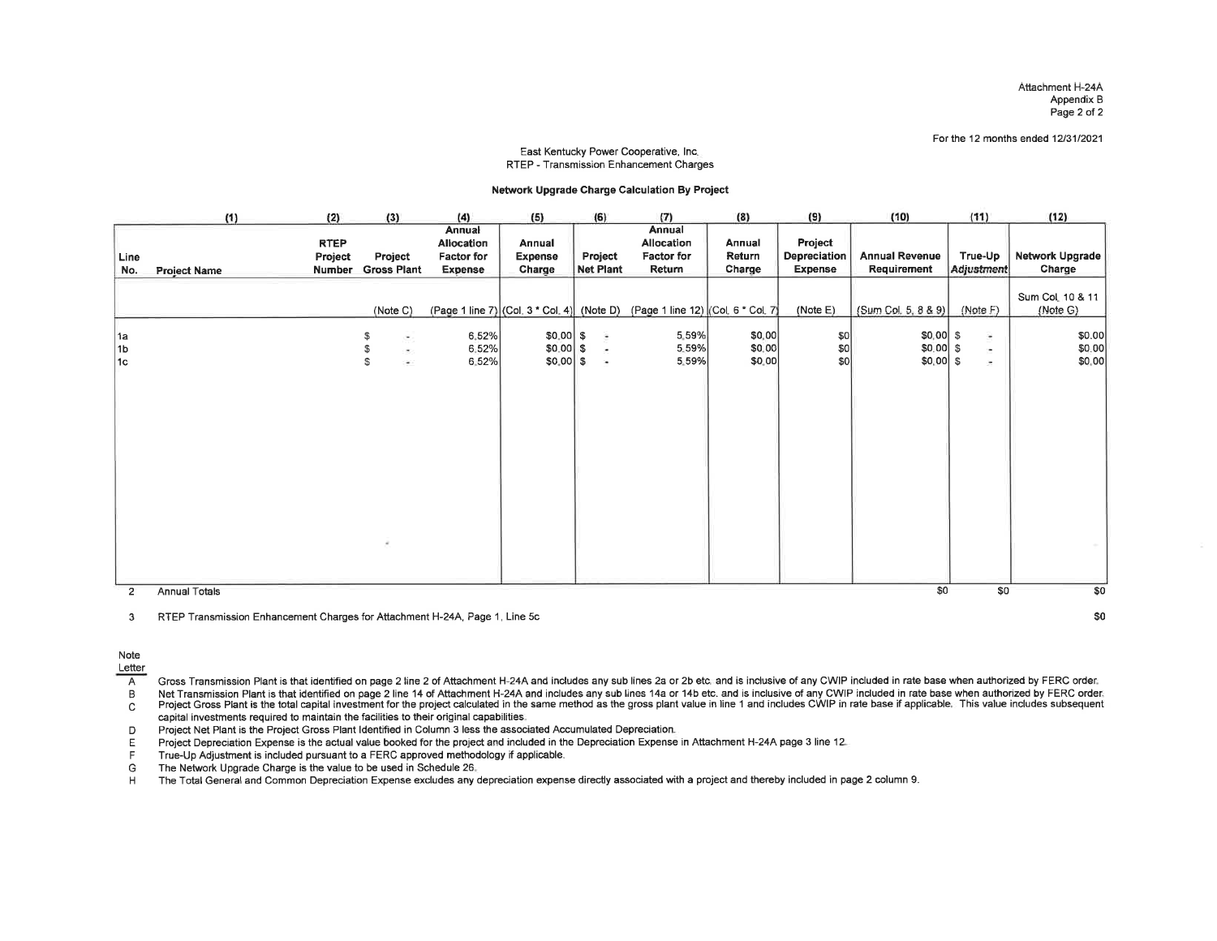Attachment H-24A
Appendix B

For the 12 months ended 12/31/2021

East Kentucky Power Cooperative, Inc.
RTEP - Transmission Enhancement Charges

**Network Upgrade Charge Calculation By Project**

| | (1) | (2) | (3) | (4) | (5) | (6) | (7) | (8) | (9) | (10) | (11) | (12) |
|---|---|---|---|---|---|---|---|---|---|---|---|---|
| Line No. | Project Name | RTEP Project Number | Project Gross Plant | Annual Allocation Factor for Expense | Annual Expense Charge | Project Net Plant | Annual Allocation Factor for Return | Annual Return Charge | Project Depreciation Expense | Annual Revenue Requirement | True-Up Adjustment | Network Upgrade Charge |
| | | | (Note C) | (Page 1 line 7) | (Col. 3 * Col. 4) | (Note D) | (Page 1 line 12) | (Col. 6 * Col. 7) | (Note E) | (Sum Col. 5, 8 & 9) | (Note F) | Sum Col. 10 & 11 (Note G) |
| 1a | | | $ - | 6.52% | $0.00 | $ - | 5.59% | $0.00 | $0 | $0.00 | $ - | $0.00 |
| 1b | | | $ - | 6.52% | $0.00 | $ - | 5.59% | $0.00 | $0 | $0.00 | $ - | $0.00 |
| 1c | | | $ - | 6.52% | $0.00 | $ - | 5.59% | $0.00 | $0 | $0.00 | $ - | $0.00 |
| 2 | Annual Totals | | | | | | | | | $0 | $0 | $0 |

3 RTEP Transmission Enhancement Charges for Attachment H-24A, Page 1, Line 5c $0

Note Letter

- A Gross Transmission Plant is that identified on page 2 line 2 of Attachment H-24A and includes any sub lines 2a or 2b etc. and is inclusive of any CWIP included in rate base when authorized by FERC order.
- B Net Transmission Plant is that identified on page 2 line 14 of Attachment H-24A and includes any sub lines 14a or 14b etc. and is inclusive of any CWIP included in rate base when authorized by FERC order.
- C Project Gross Plant is the total capital investment for the project calculated in the same method as the gross plant value in line 1 and includes CWIP in rate base if applicable. This value includes subsequent capital investments required to maintain the facilities to their original capabilities.
- D Project Net Plant is the Project Gross Plant Identified in Column 3 less the associated Accumulated Depreciation.
- E Project Depreciation Expense is the actual value booked for the project and included in the Depreciation Expense in Attachment H-24A page 3 line 12.
- F True-Up Adjustment is included pursuant to a FERC approved methodology if applicable.
- G The Network Upgrade Charge is the value to be used in Schedule 26.
- H The Total General and Common Depreciation Expense excludes any depreciation expense directly associated with a project and thereby included in page 2 column 9.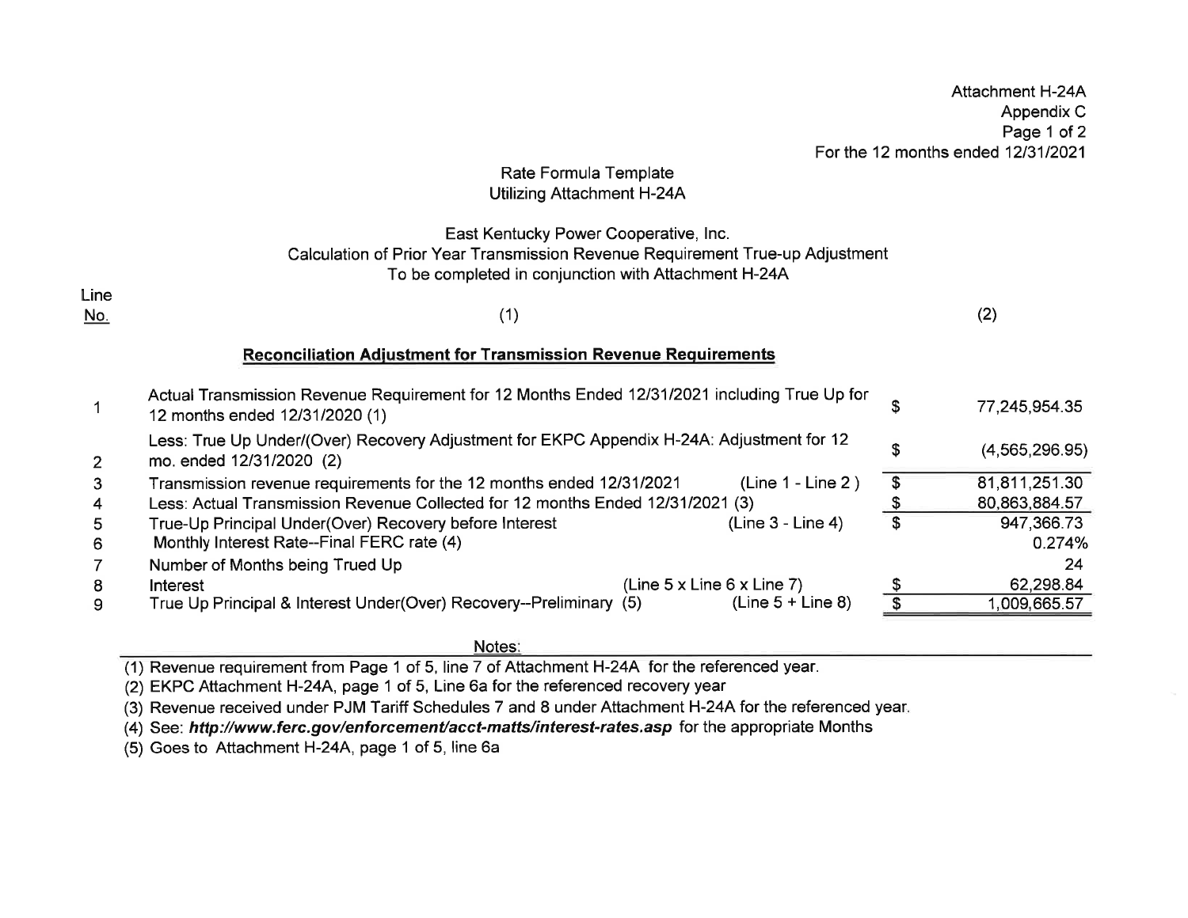Attachment H-24A
Appendix C
Page 1 of 2
For the 12 months ended 12/31/2021

Rate Formula Template
Utilizing Attachment H-24A

East Kentucky Power Cooperative, Inc.
Calculation of Prior Year Transmission Revenue Requirement True-up Adjustment
To be completed in conjunction with Attachment H-24A

| Line No. | (1) | | | (2) |
|---|---|---|---|---|
| | **Reconciliation Adjustment for Transmission Revenue Requirements** | | | |
| 1 | Actual Transmission Revenue Requirement for 12 Months Ended 12/31/2021 including True Up for 12 months ended 12/31/2020 (1) | | $ | 77,245,954.35 |
| 2 | Less: True Up Under/(Over) Recovery Adjustment for EKPC Appendix H-24A: Adjustment for 12 mo. ended 12/31/2020 (2) | | $ | (4,565,296.95) |
| 3 | Transmission revenue requirements for the 12 months ended 12/31/2021 | (Line 1 - Line 2 ) | $ | 81,811,251.30 |
| 4 | Less: Actual Transmission Revenue Collected for 12 months Ended 12/31/2021 (3) | | $ | 80,863,884.57 |
| 5 | True-Up Principal Under(Over) Recovery before Interest | (Line 3 - Line 4) | $ | 947,366.73 |
| 6 | Monthly Interest Rate--Final FERC rate (4) | | | 0.274% |
| 7 | Number of Months being Trued Up | | | 24 |
| 8 | Interest | (Line 5 x Line 6 x Line 7) | $ | 62,298.84 |
| 9 | True Up Principal & Interest Under(Over) Recovery--Preliminary (5) | (Line 5 + Line 8) | $ | 1,009,665.57 |

Notes:

(1) Revenue requirement from Page 1 of 5, line 7 of Attachment H-24A for the referenced year.
(2) EKPC Attachment H-24A, page 1 of 5, Line 6a for the referenced recovery year
(3) Revenue received under PJM Tariff Schedules 7 and 8 under Attachment H-24A for the referenced year.
(4) See: ***http://www.ferc.gov/enforcement/acct-matts/interest-rates.asp*** for the appropriate Months
(5) Goes to Attachment H-24A, page 1 of 5, line 6a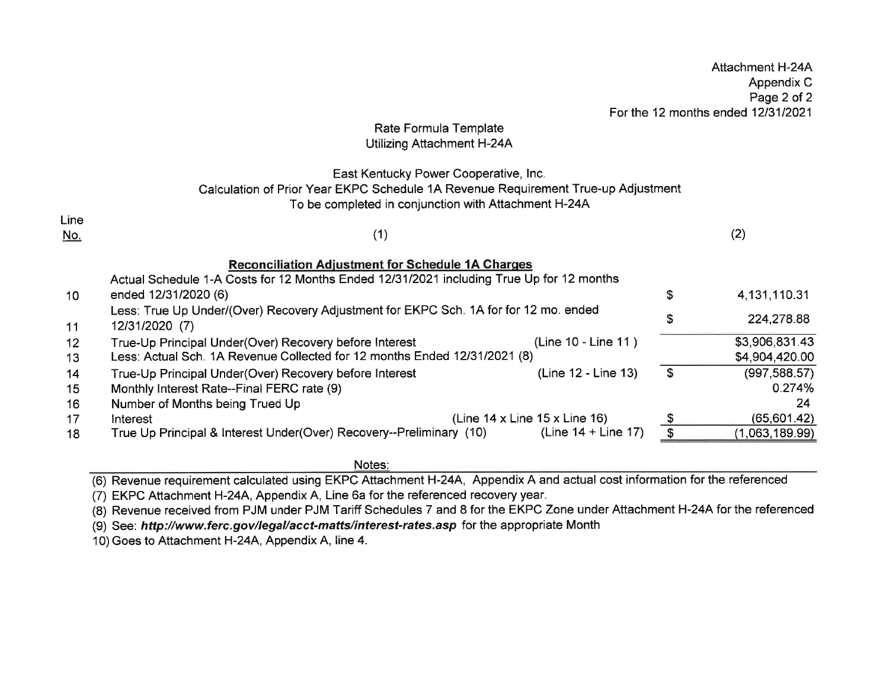Attachment H-24A
Appendix C
Page 2 of 2
For the 12 months ended 12/31/2021

Rate Formula Template
Utilizing Attachment H-24A

East Kentucky Power Cooperative, Inc.
Calculation of Prior Year EKPC Schedule 1A Revenue Requirement True-up Adjustment
To be completed in conjunction with Attachment H-24A

| Line No. | (1) | | | (2) |
|---|---|---|---|---|
| | **Reconciliation Adjustment for Schedule 1A Charges** | | | |
| 10 | Actual Schedule 1-A Costs for 12 Months Ended 12/31/2021 including True Up for 12 months ended 12/31/2020 (6) | | $ | 4,131,110.31 |
| 11 | Less: True Up Under/(Over) Recovery Adjustment for EKPC Sch. 1A for for 12 mo. ended 12/31/2020 (7) | | $ | 224,278.88 |
| 12 | True-Up Principal Under(Over) Recovery before Interest | (Line 10 - Line 11 ) | | $3,906,831.43 |
| 13 | Less: Actual Sch. 1A Revenue Collected for 12 months Ended 12/31/2021 (8) | | | $4,904,420.00 |
| 14 | True-Up Principal Under(Over) Recovery before Interest | (Line 12 - Line 13) | $ | (997,588.57) |
| 15 | Monthly Interest Rate--Final FERC rate (9) | | | 0.274% |
| 16 | Number of Months being Trued Up | | | 24 |
| 17 | Interest | (Line 14 x Line 15 x Line 16) | $ | (65,601.42) |
| 18 | True Up Principal & Interest Under(Over) Recovery--Preliminary (10) | (Line 14 + Line 17) | $ | (1,063,189.99) |

Notes:

(6) Revenue requirement calculated using EKPC Attachment H-24A, Appendix A and actual cost information for the referenced

(7) EKPC Attachment H-24A, Appendix A, Line 6a for the referenced recovery year.

(8) Revenue received from PJM under PJM Tariff Schedules 7 and 8 for the EKPC Zone under Attachment H-24A for the referenced

(9) See: ***http://www.ferc.gov/legal/acct-matts/interest-rates.asp*** for the appropriate Month

10) Goes to Attachment H-24A, Appendix A, line 4.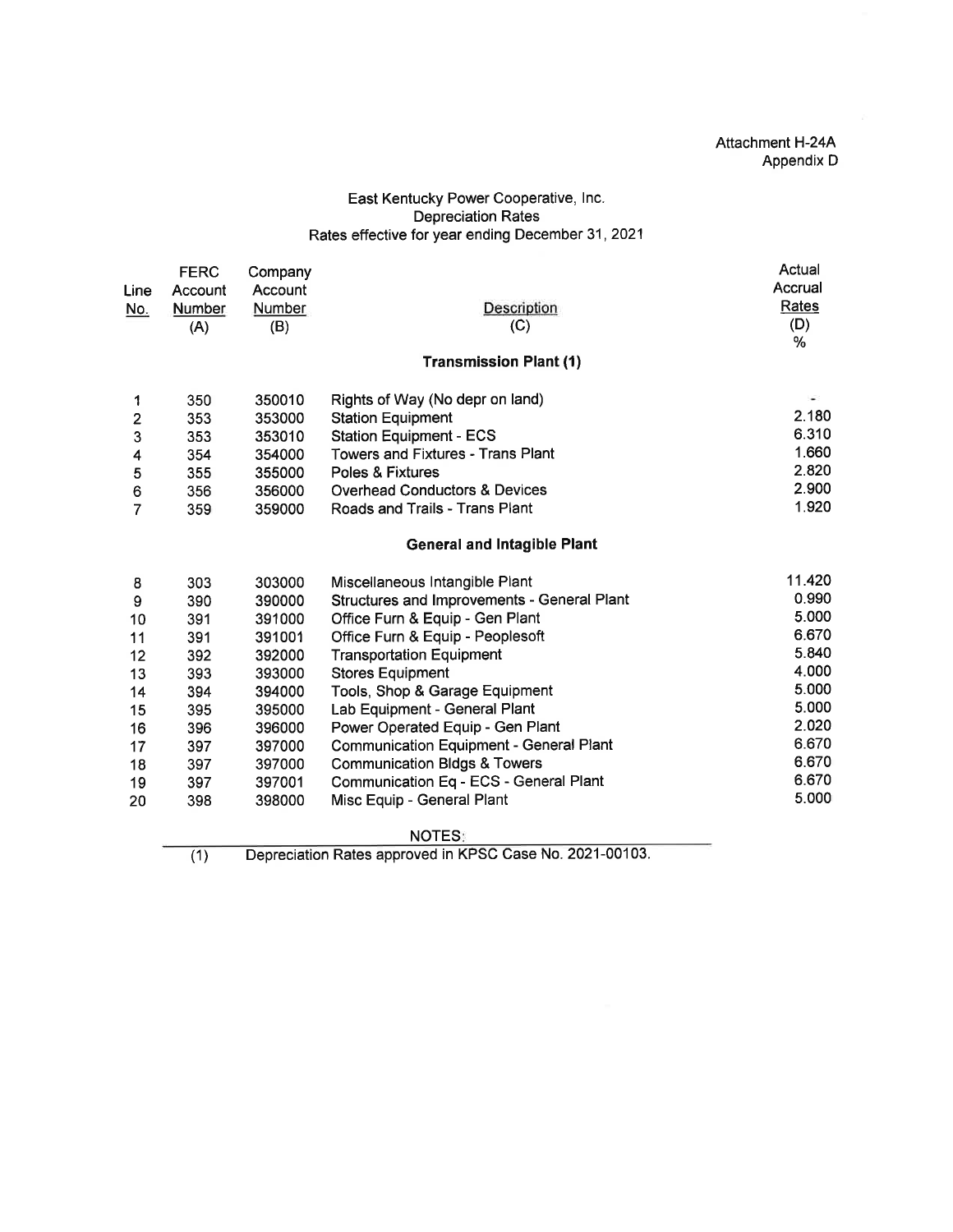Attachment H-24A
Appendix D

## East Kentucky Power Cooperative, Inc.
## Depreciation Rates
## Rates effective for year ending December 31, 2021

| Line No. | FERC Account Number (A) | Company Account Number (B) | Description (C) | Actual Accrual Rates (D) % |
|---|---|---|---|---|
| | | | **Transmission Plant (1)** | |
| 1 | 350 | 350010 | Rights of Way (No depr on land) | - |
| 2 | 353 | 353000 | Station Equipment | 2.180 |
| 3 | 353 | 353010 | Station Equipment - ECS | 6.310 |
| 4 | 354 | 354000 | Towers and Fixtures - Trans Plant | 1.660 |
| 5 | 355 | 355000 | Poles & Fixtures | 2.820 |
| 6 | 356 | 356000 | Overhead Conductors & Devices | 2.900 |
| 7 | 359 | 359000 | Roads and Trails - Trans Plant | 1.920 |
| | | | **General and Intagible Plant** | |
| 8 | 303 | 303000 | Miscellaneous Intangible Plant | 11.420 |
| 9 | 390 | 390000 | Structures and Improvements - General Plant | 0.990 |
| 10 | 391 | 391000 | Office Furn & Equip - Gen Plant | 5.000 |
| 11 | 391 | 391001 | Office Furn & Equip - Peoplesoft | 6.670 |
| 12 | 392 | 392000 | Transportation Equipment | 5.840 |
| 13 | 393 | 393000 | Stores Equipment | 4.000 |
| 14 | 394 | 394000 | Tools, Shop & Garage Equipment | 5.000 |
| 15 | 395 | 395000 | Lab Equipment - General Plant | 5.000 |
| 16 | 396 | 396000 | Power Operated Equip - Gen Plant | 2.020 |
| 17 | 397 | 397000 | Communication Equipment - General Plant | 6.670 |
| 18 | 397 | 397000 | Communication Bldgs & Towers | 6.670 |
| 19 | 397 | 397001 | Communication Eq - ECS - General Plant | 6.670 |
| 20 | 398 | 398000 | Misc Equip - General Plant | 5.000 |

NOTES:

(1) Depreciation Rates approved in KPSC Case No. 2021-00103.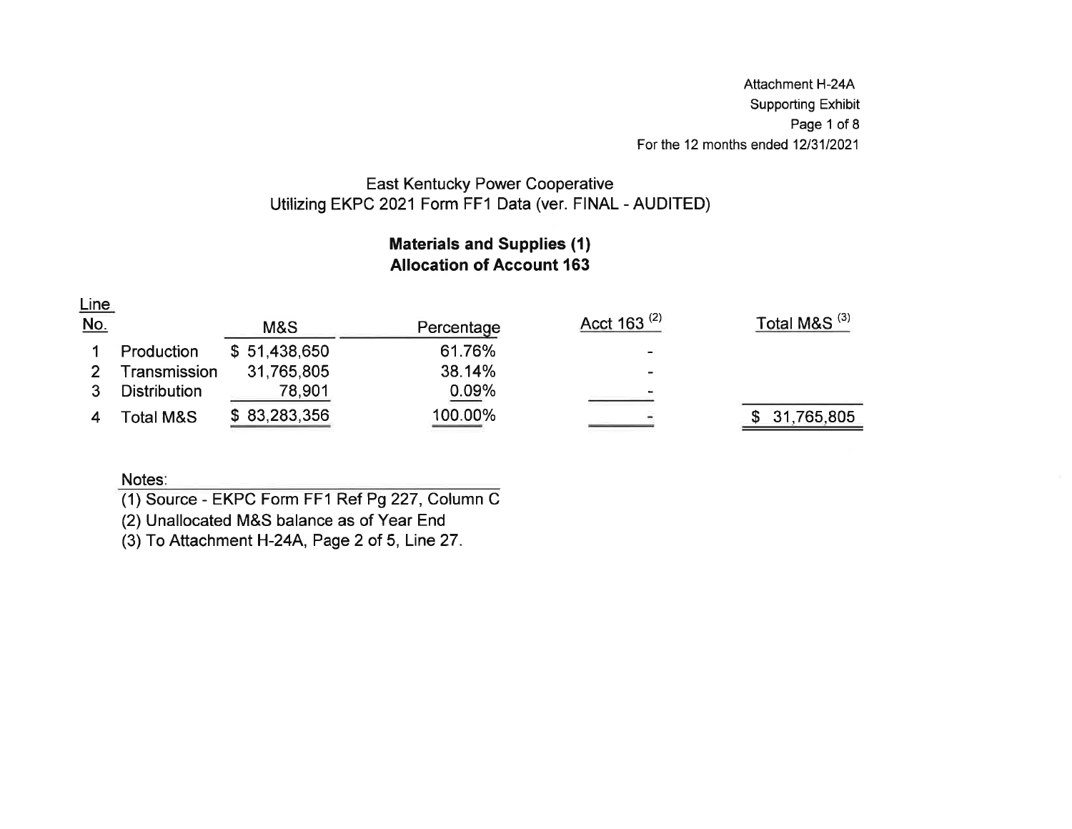Attachment H-24A
Supporting Exhibit
Page 1 of 8
For the 12 months ended 12/31/2021

## East Kentucky Power Cooperative
## Utilizing EKPC 2021 Form FF1 Data (ver. FINAL - AUDITED)

### Materials and Supplies (1)
### Allocation of Account 163

| Line No. | | M&S | Percentage | Acct 163 [2] | Total M&S [3] |
|---|---|---|---|---|---|
| 1 | Production | $ 51,438,650 | 61.76% | - | |
| 2 | Transmission | 31,765,805 | 38.14% | - | |
| 3 | Distribution | 78,901 | 0.09% | - | |
| 4 | Total M&S | $ 83,283,356 | 100.00% | - | $ 31,765,805 |

Notes:
(1) Source - EKPC Form FF1 Ref Pg 227, Column C
(2) Unallocated M&S balance as of Year End
(3) To Attachment H-24A, Page 2 of 5, Line 27.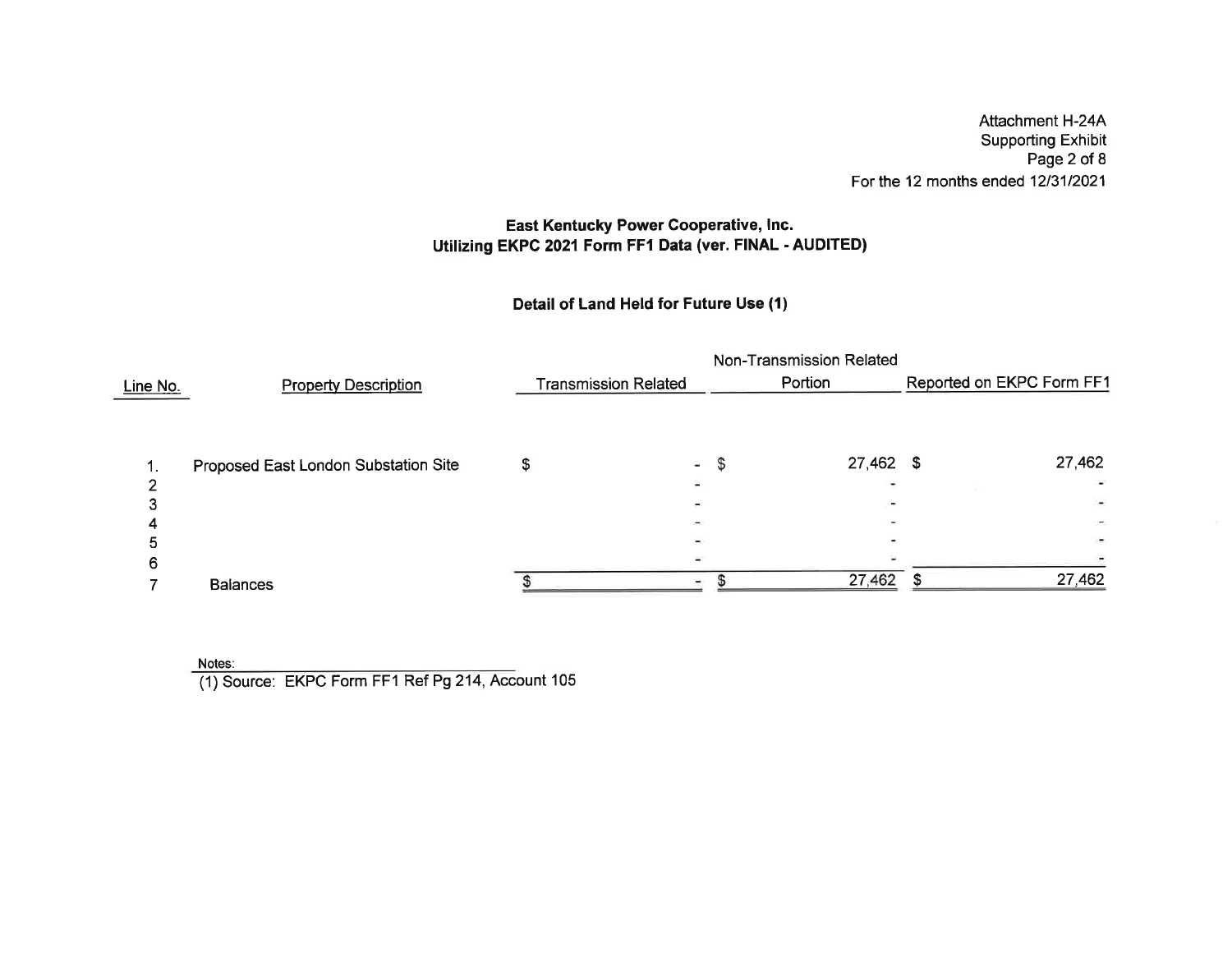Attachment H-24A
Supporting Exhibit
Page 2 of 8
For the 12 months ended 12/31/2021

## East Kentucky Power Cooperative, Inc.
## Utilizing EKPC 2021 Form FF1 Data (ver. FINAL - AUDITED)

### Detail of Land Held for Future Use (1)

| Line No. | Property Description | Transmission Related | Non-Transmission Related Portion | Reported on EKPC Form FF1 |
|---|---|---|---|---|
| 1. | Proposed East London Substation Site | $ - | $ 27,462 | $ 27,462 |
| 2 | | - | - | - |
| 3 | | - | - | - |
| 4 | | - | - | - |
| 5 | | - | - | - |
| 6 | | - | - | - |
| 7 | Balances | $ - | $ 27,462 | $ 27,462 |

Notes:
(1) Source: EKPC Form FF1 Ref Pg 214, Account 105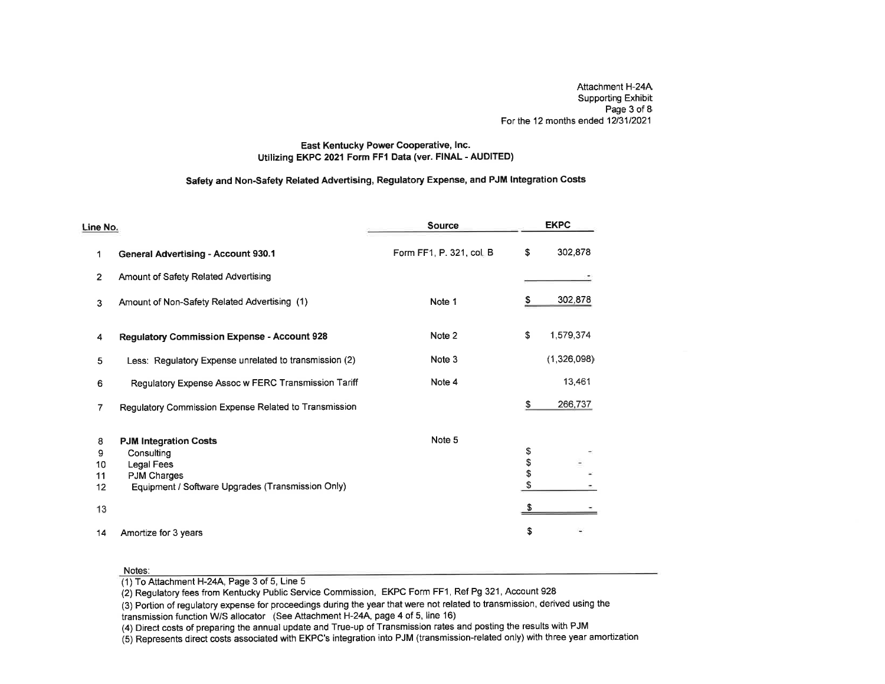Attachment H-24A
Supporting Exhibit
Page 3 of 8
For the 12 months ended 12/31/2021

**East Kentucky Power Cooperative, Inc.**
**Utilizing EKPC 2021 Form FF1 Data (ver. FINAL - AUDITED)**

**Safety and Non-Safety Related Advertising, Regulatory Expense, and PJM Integration Costs**

| Line No. | | Source | EKPC |
|---|---|---|---|
| 1 | **General Advertising - Account 930.1** | Form FF1, P. 321, col. B | $ 302,878 |
| 2 | Amount of Safety Related Advertising | | - |
| 3 | Amount of Non-Safety Related Advertising (1) | Note 1 | $ 302,878 |
| 4 | **Regulatory Commission Expense - Account 928** | Note 2 | $ 1,579,374 |
| 5 | Less: Regulatory Expense unrelated to transmission (2) | Note 3 | (1,326,098) |
| 6 | Regulatory Expense Assoc w FERC Transmission Tariff | Note 4 | 13,461 |
| 7 | Regulatory Commission Expense Related to Transmission | | $ 266,737 |
| 8 | **PJM Integration Costs** | Note 5 | |
| 9 | Consulting | | $ - |
| 10 | Legal Fees | | $ - |
| 11 | PJM Charges | | $ - |
| 12 | Equipment / Software Upgrades (Transmission Only) | | $ - |
| 13 | | | $ - |
| 14 | Amortize for 3 years | | $ - |

Notes:

(1) To Attachment H-24A, Page 3 of 5, Line 5

(2) Regulatory fees from Kentucky Public Service Commission, EKPC Form FF1, Ref Pg 321, Account 928

(3) Portion of regulatory expense for proceedings during the year that were not related to transmission, derived using the transmission function W/S allocator (See Attachment H-24A, page 4 of 5, line 16)

(4) Direct costs of preparing the annual update and True-up of Transmission rates and posting the results with PJM

(5) Represents direct costs associated with EKPC's integration into PJM (transmission-related only) with three year amortization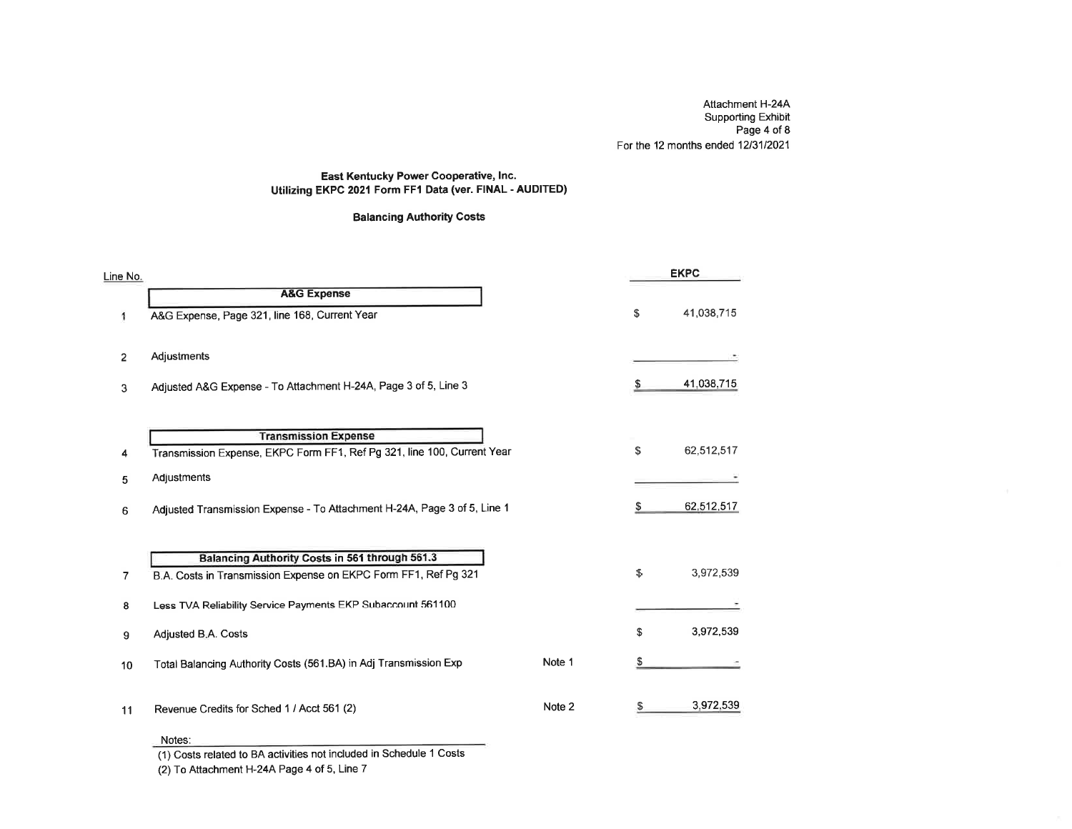Attachment H-24A
Supporting Exhibit
Page 4 of 8
For the 12 months ended 12/31/2021

### East Kentucky Power Cooperative, Inc.
### Utilizing EKPC 2021 Form FF1 Data (ver. FINAL - AUDITED)

### Balancing Authority Costs

| Line No. | | | | EKPC |
|---|---|---|---|---|
| | **A&G Expense** | | | |
| 1 | A&G Expense, Page 321, line 168, Current Year | | $ | 41,038,715 |
| 2 | Adjustments | | | - |
| 3 | Adjusted A&G Expense - To Attachment H-24A, Page 3 of 5, Line 3 | | $ | 41,038,715 |
| | **Transmission Expense** | | | |
| 4 | Transmission Expense, EKPC Form FF1, Ref Pg 321, line 100, Current Year | | $ | 62,512,517 |
| 5 | Adjustments | | | - |
| 6 | Adjusted Transmission Expense - To Attachment H-24A, Page 3 of 5, Line 1 | | $ | 62,512,517 |
| | **Balancing Authority Costs in 561 through 561.3** | | | |
| 7 | B.A. Costs in Transmission Expense on EKPC Form FF1, Ref Pg 321 | | $ | 3,972,539 |
| 8 | Less TVA Reliability Service Payments EKP Subaccount 561100 | | | - |
| 9 | Adjusted B.A. Costs | | $ | 3,972,539 |
| 10 | Total Balancing Authority Costs (561.BA) in Adj Transmission Exp | Note 1 | $ | - |
| 11 | Revenue Credits for Sched 1 / Acct 561 (2) | Note 2 | $ | 3,972,539 |

Notes:
(1) Costs related to BA activities not included in Schedule 1 Costs
(2) To Attachment H-24A Page 4 of 5, Line 7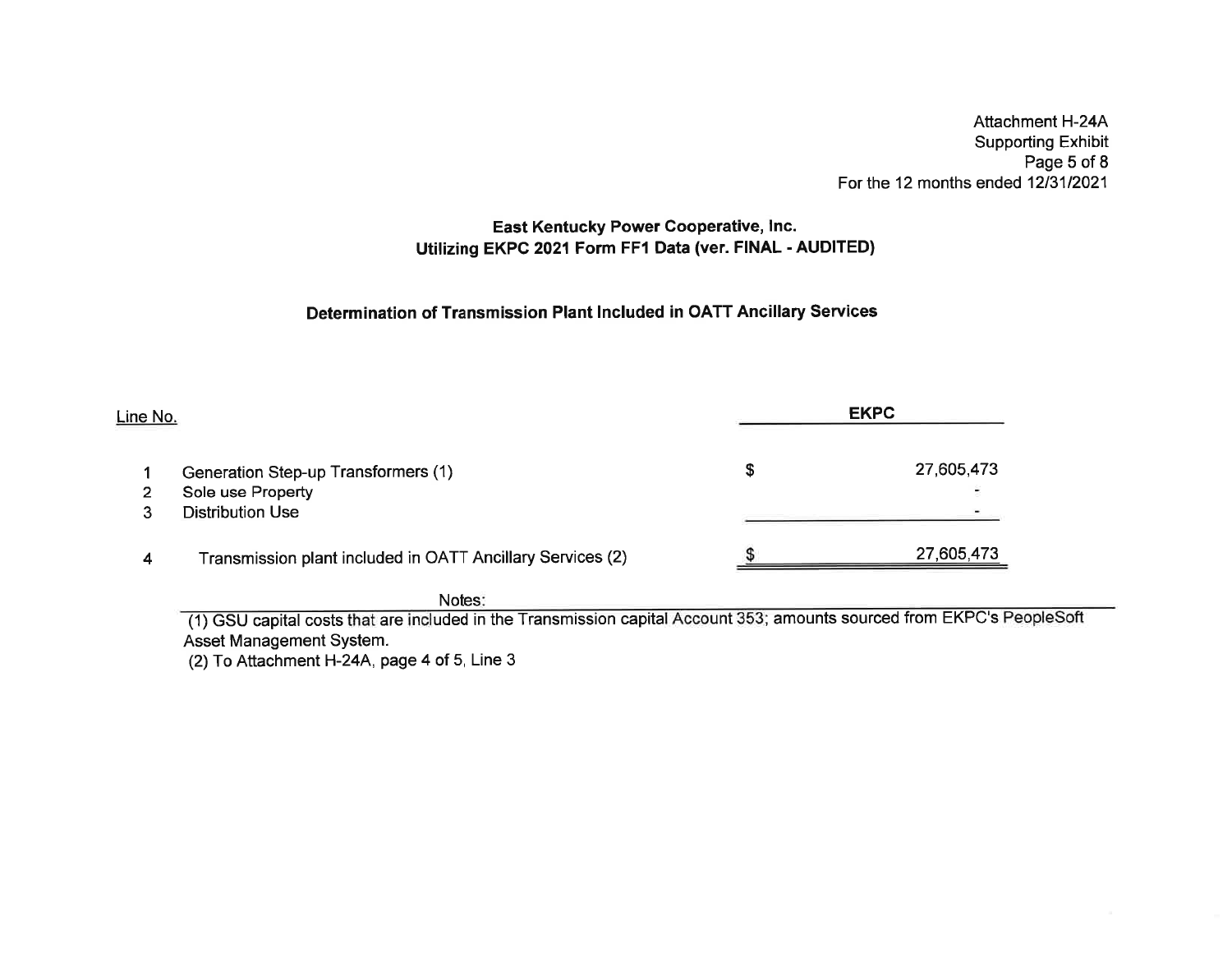Attachment H-24A
Supporting Exhibit
Page 5 of 8
For the 12 months ended 12/31/2021

## East Kentucky Power Cooperative, Inc.
## Utilizing EKPC 2021 Form FF1 Data (ver. FINAL - AUDITED)

### Determination of Transmission Plant Included in OATT Ancillary Services

| Line No. | | | EKPC |
|---|---|---|---|
| 1 | Generation Step-up Transformers (1) | $ | 27,605,473 |
| 2 | Sole use Property | | - |
| 3 | Distribution Use | | - |
| 4 | Transmission plant included in OATT Ancillary Services (2) | $ | 27,605,473 |

Notes:

(1) GSU capital costs that are included in the Transmission capital Account 353; amounts sourced from EKPC's PeopleSoft Asset Management System.

(2) To Attachment H-24A, page 4 of 5, Line 3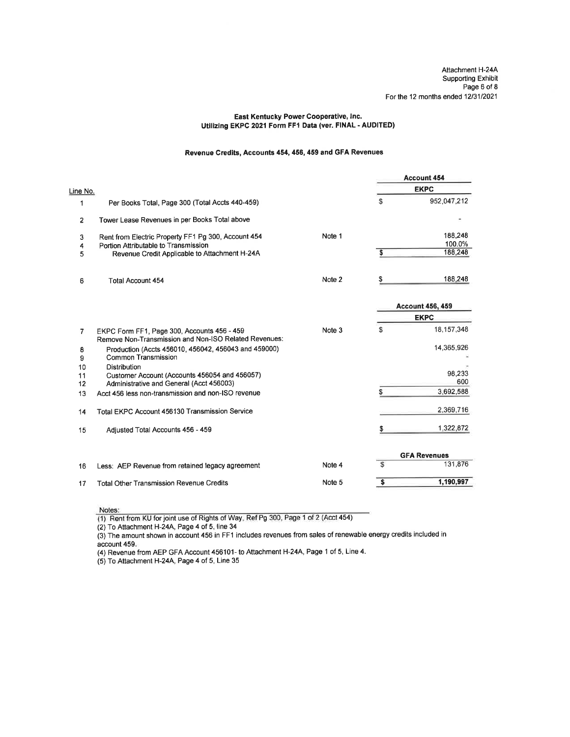Attachment H-24A
Supporting Exhibit
Page 6 of 8
For the 12 months ended 12/31/2021

**East Kentucky Power Cooperative, Inc.**
**Utilizing EKPC 2021 Form FF1 Data (ver. FINAL - AUDITED)**

**Revenue Credits, Accounts 454, 456, 459 and GFA Revenues**

| Line No. | | | | Account 454 |
|---|---|---|---|---|
| | | | | EKPC |
| 1 | Per Books Total, Page 300 (Total Accts 440-459) | | $ | 952,047,212 |
| 2 | Tower Lease Revenues in per Books Total above | | | - |
| 3 | Rent from Electric Property FF1 Pg 300, Account 454 | Note 1 | | 188,248 |
| 4 | Portion Attributable to Transmission | | | 100.0% |
| 5 | Revenue Credit Applicable to Attachment H-24A | | $ | 188,248 |
| 6 | Total Account 454 | Note 2 | $ | 188,248 |
| | | | | **Account 456, 459** |
| | | | | **EKPC** |
| 7 | EKPC Form FF1, Page 300, Accounts 456 - 459 | Note 3 | $ | 18,157,348 |
| | Remove Non-Transmission and Non-ISO Related Revenues: | | | |
| 8 | Production (Accts 456010, 456042, 456043 and 459000) | | | 14,365,926 |
| 9 | Common Transmission | | | - |
| 10 | Distribution | | | - |
| 11 | Customer Account (Accounts 456054 and 456057) | | | 98,233 |
| 12 | Administrative and General (Acct 456003) | | | 600 |
| 13 | Acct 456 less non-transmission and non-ISO revenue | | $ | 3,692,588 |
| 14 | Total EKPC Account 456130 Transmission Service | | | 2,369,716 |
| 15 | Adjusted Total Accounts 456 - 459 | | $ | 1,322,872 |
| | | | | **GFA Revenues** |
| 16 | Less: AEP Revenue from retained legacy agreement | Note 4 | $ | 131,876 |
| 17 | Total Other Transmission Revenue Credits | Note 5 | **$** | **1,190,997** |

Notes:

(1) Rent from KU for joint use of Rights of Way, Ref Pg 300, Page 1 of 2 (Acct 454)
(2) To Attachment H-24A, Page 4 of 5, line 34
(3) The amount shown in account 456 in FF1 includes revenues from sales of renewable energy credits included in account 459.
(4) Revenue from AEP GFA Account 456101- to Attachment H-24A, Page 1 of 5, Line 4.
(5) To Attachment H-24A, Page 4 of 5, Line 35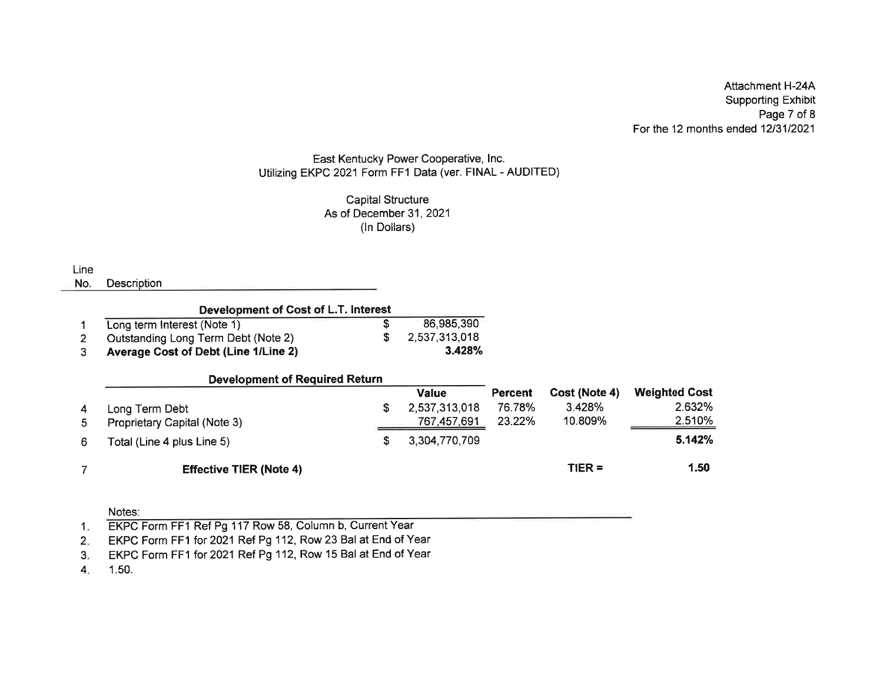Attachment H-24A
Supporting Exhibit
Page 7 of 8
For the 12 months ended 12/31/2021

East Kentucky Power Cooperative, Inc.
Utilizing EKPC 2021 Form FF1 Data (ver. FINAL - AUDITED)

Capital Structure
As of December 31, 2021
(In Dollars)

| Line No. | Description | | Value | Percent | Cost (Note 4) | Weighted Cost |
|---|---|---|---|---|---|---|
| | **Development of Cost of L.T. Interest** | | | | | |
| 1 | Long term Interest (Note 1) | $ | 86,985,390 | | | |
| 2 | Outstanding Long Term Debt (Note 2) | $ | 2,537,313,018 | | | |
| 3 | **Average Cost of Debt (Line 1/Line 2)** | | **3.428%** | | | |
| | **Development of Required Return** | | | | | |
| 4 | Long Term Debt | $ | 2,537,313,018 | 76.78% | 3.428% | 2.632% |
| 5 | Proprietary Capital (Note 3) | | 767,457,691 | 23.22% | 10.809% | 2.510% |
| 6 | Total (Line 4 plus Line 5) | $ | 3,304,770,709 | | | **5.142%** |
| 7 | **Effective TIER (Note 4)** | | | | TIER = | **1.50** |

Notes:

1. EKPC Form FF1 Ref Pg 117 Row 58, Column b, Current Year
2. EKPC Form FF1 for 2021 Ref Pg 112, Row 23 Bal at End of Year
3. EKPC Form FF1 for 2021 Ref Pg 112, Row 15 Bal at End of Year
4. 1.50.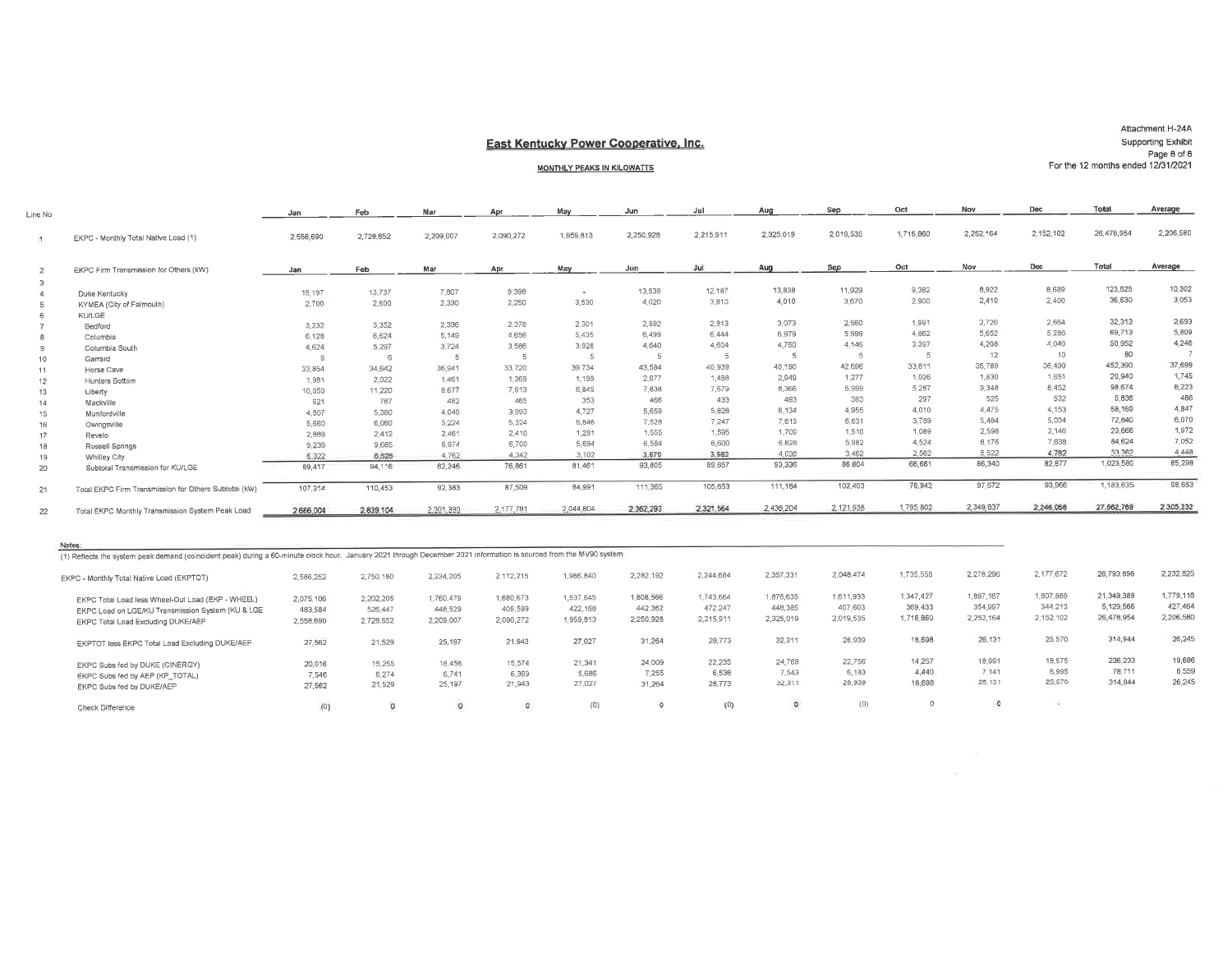Attachment H-24A
Supporting Exhibit
Page 6 of 6
For the 12 months ended 12/31/2021

# East Kentucky Power Cooperative, Inc.

**MONTHLY PEAKS IN KILOWATTS**

| Line No | | Jan | Feb | Mar | Apr | May | Jun | Jul | Aug | Sep | Oct | Nov | Dec | Total | Average |
|---|---|---|---|---|---|---|---|---|---|---|---|---|---|---|---|
| 1 | EKPC - Monthly Total Native Load (1) | 2,558,690 | 2,728,652 | 2,209,007 | 2,090,272 | 1,959,813 | 2,250,928 | 2,215,911 | 2,325,019 | 2,019,535 | 1,716,860 | 2,252,164 | 2,152,102 | 26,478,954 | 2,206,580 |
| 2 | EKPC Firm Transmission for Others (kW) | Jan | Feb | Mar | Apr | May | Jun | Jul | Aug | Sep | Oct | Nov | Dec | Total | Average |
| 3 | | | | | | | | | | | | | | | |
| 4 | Duke Kentucky | 15,197 | 13,737 | 7,807 | 8,398 | - | 13,539 | 12,187 | 13,838 | 11,929 | 9,382 | 8,922 | 8,689 | 123,625 | 10,302 |
| 5 | KYMEA (City of Falmouth) | 2,700 | 2,600 | 2,330 | 2,250 | 3,530 | 4,020 | 3,810 | 4,010 | 3,670 | 2,900 | 2,410 | 2,400 | 36,630 | 3,053 |
| 6 | KU/LGE | | | | | | | | | | | | | | |
| 7 | Bedford | 3,232 | 3,352 | 2,336 | 2,378 | 2,301 | 2,892 | 2,813 | 3,073 | 2,560 | 1,991 | 2,720 | 2,664 | 32,313 | 2,693 |
| 8 | Columbia | 6,128 | 6,624 | 5,149 | 4,656 | 5,435 | 6,499 | 6,444 | 6,979 | 5,999 | 4,862 | 5,652 | 5,286 | 69,713 | 5,809 |
| 9 | Columbia South | 4,624 | 5,297 | 3,724 | 3,586 | 3,928 | 4,640 | 4,604 | 4,760 | 4,146 | 3,397 | 4,208 | 4,040 | 50,952 | 4,246 |
| 10 | Garrard | 9 | 6 | 5 | 5 | 5 | 5 | 5 | 5 | 5 | 5 | 12 | 10 | 80 | 7 |
| 11 | Horse Cave | 33,854 | 34,642 | 36,941 | 33,720 | 39,734 | 43,584 | 40,939 | 40,190 | 42,696 | 33,611 | 35,789 | 36,490 | 452,390 | 37,699 |
| 12 | Hunters Bottom | 1,981 | 2,022 | 1,461 | 1,359 | 1,199 | 2,677 | 1,488 | 2,949 | 1,277 | 1,036 | 1,830 | 1,651 | 20,940 | 1,745 |
| 13 | Liberty | 10,050 | 11,220 | 8,677 | 7,913 | 6,845 | 7,838 | 7,679 | 8,366 | 5,999 | 5,287 | 9,348 | 8,452 | 98,674 | 8,223 |
| 14 | Mackville | 621 | 787 | 482 | 465 | 353 | 466 | 433 | 493 | 383 | 297 | 525 | 532 | 5,836 | 486 |
| 15 | Munfordville | 4,807 | 5,380 | 4,049 | 3,993 | 4,727 | 5,659 | 5,828 | 6,134 | 4,955 | 4,010 | 4,475 | 4,153 | 58,169 | 4,847 |
| 16 | Owingsville | 5,660 | 6,060 | 5,224 | 5,324 | 5,846 | 7,528 | 7,247 | 7,613 | 6,831 | 3,789 | 5,484 | 5,034 | 72,840 | 6,070 |
| 17 | Revelo | 2,889 | 2,412 | 2,461 | 2,410 | 1,291 | 1,555 | 1,595 | 1,709 | 1,510 | 1,089 | 2,598 | 2,146 | 23,666 | 1,972 |
| 18 | Russell Springs | 9,239 | 9,685 | 6,974 | 6,700 | 5,694 | 6,584 | 6,600 | 6,828 | 5,982 | 4,524 | 8,176 | 7,638 | 84,624 | 7,052 |
| 19 | Whitley City | 6,322 | 6,628 | 4,762 | 4,342 | 3,102 | 3,879 | 3,982 | 4,036 | 3,462 | 2,562 | 5,522 | 4,782 | 53,382 | 4,448 |
| 20 | Subtotal Transmission for KU/LGE | 89,417 | 94,116 | 82,246 | 76,861 | 81,461 | 93,805 | 89,657 | 93,336 | 86,804 | 66,661 | 86,340 | 82,877 | 1,023,580 | 85,298 |
| 21 | Total EKPC Firm Transmission for Others Subtotal (kW) | 107,314 | 110,453 | 92,383 | 87,509 | 84,991 | 111,365 | 105,653 | 111,184 | 102,403 | 78,942 | 97,672 | 93,966 | 1,183,835 | 98,653 |
| 22 | Total EKPC Monthly Transmission System Peak Load | 2,666,004 | 2,839,104 | 2,301,390 | 2,177,781 | 2,044,804 | 2,362,293 | 2,321,564 | 2,436,204 | 2,121,938 | 1,795,802 | 2,349,837 | 2,246,068 | 27,662,789 | 2,305,232 |

Notes:

(1) Reflects the system peak demand (coincident peak) during a 60-minute clock hour. January 2021 through December 2021 information is sourced from the MV90 system.

| | Jan | Feb | Mar | Apr | May | Jun | Jul | Aug | Sep | Oct | Nov | Dec | Total | Average |
|---|---|---|---|---|---|---|---|---|---|---|---|---|---|---|
| EKPC - Monthly Total Native Load (EKPTOT) | 2,586,252 | 2,750,180 | 2,234,205 | 2,112,215 | 1,986,840 | 2,282,192 | 2,244,684 | 2,357,331 | 2,048,474 | 1,735,558 | 2,278,296 | 2,177,672 | 26,793,898 | 2,232,825 |
| EKPC Total Load less Wheel-Out Load (EKP - WHEEL) | 2,075,106 | 2,202,205 | 1,760,479 | 1,680,673 | 1,537,645 | 1,808,566 | 1,743,664 | 1,876,635 | 1,611,933 | 1,347,427 | 1,897,167 | 1,807,889 | 21,349,389 | 1,779,116 |
| EKPC Load on LGE/KU Transmission System (KU & LGE | 483,584 | 526,447 | 448,529 | 409,599 | 422,168 | 442,362 | 472,247 | 448,385 | 407,603 | 369,433 | 354,997 | 344,213 | 5,129,566 | 427,464 |
| EKPC Total Load Excluding DUKE/AEP | 2,558,690 | 2,728,652 | 2,209,007 | 2,090,272 | 1,959,813 | 2,250,928 | 2,215,911 | 2,325,019 | 2,019,535 | 1,716,860 | 2,252,164 | 2,152,102 | 26,478,954 | 2,206,580 |
| EKPTOT less EKPC Total Load Excluding DUKE/AEP | 27,562 | 21,529 | 25,197 | 21,943 | 27,027 | 31,264 | 28,773 | 32,311 | 28,939 | 18,698 | 26,131 | 25,570 | 314,944 | 26,245 |
| EKPC Subs fed by DUKE (CINERGY) | 20,016 | 15,255 | 18,456 | 15,574 | 21,341 | 24,009 | 22,235 | 24,768 | 22,756 | 14,257 | 18,991 | 18,575 | 236,233 | 19,686 |
| EKPC Subs fed by AEP (KP_TOTAL) | 7,546 | 6,274 | 6,741 | 6,369 | 5,686 | 7,255 | 6,538 | 7,543 | 6,183 | 4,440 | 7,141 | 6,995 | 78,711 | 6,559 |
| EKPC Subs fed by DUKE/AEP | 27,562 | 21,529 | 25,197 | 21,943 | 27,027 | 31,264 | 28,773 | 32,311 | 28,939 | 18,698 | 26,131 | 25,570 | 314,944 | 26,245 |
| Check Difference | (0) | 0 | 0 | 0 | (0) | 0 | (0) | 0 | (0) | 0 | 0 | - | | |